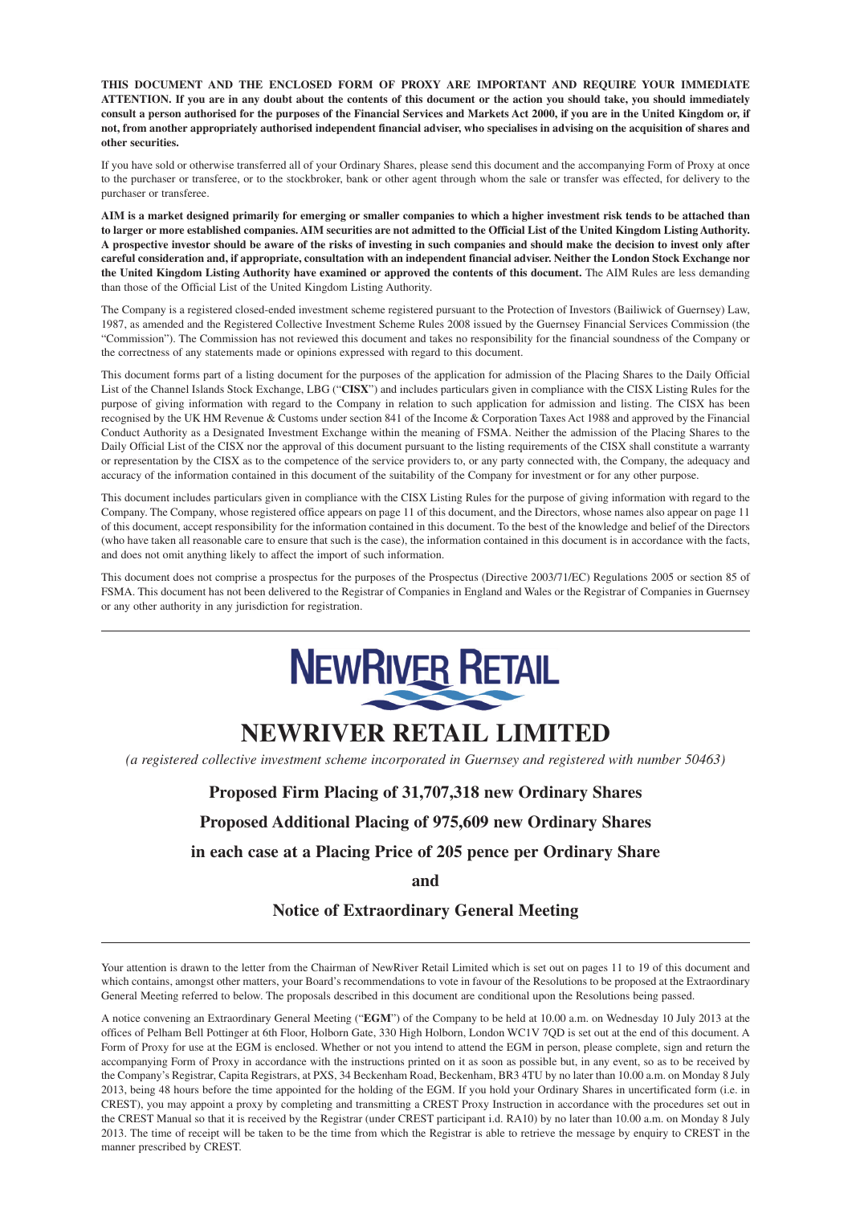**THIS DOCUMENT AND THE ENCLOSED FORM OF PROXY ARE IMPORTANT AND REQUIRE YOUR IMMEDIATE ATTENTION. If you are in any doubt about the contents of this document or the action you should take, you should immediately consult a person authorised for the purposes of the Financial Services and Markets Act 2000, if you are in the United Kingdom or, if not, from another appropriately authorised independent financial adviser, who specialises in advising on the acquisition of shares and other securities.**

If you have sold or otherwise transferred all of your Ordinary Shares, please send this document and the accompanying Form of Proxy at once to the purchaser or transferee, or to the stockbroker, bank or other agent through whom the sale or transfer was effected, for delivery to the purchaser or transferee.

**AIM is a market designed primarily for emerging or smaller companies to which a higher investment risk tends to be attached than to larger or more established companies. AIM securities are not admitted to the Official List of the United Kingdom Listing Authority. A prospective investor should be aware of the risks of investing in such companies and should make the decision to invest only after careful consideration and, if appropriate, consultation with an independent financial adviser. Neither the London Stock Exchange nor the United Kingdom Listing Authority have examined or approved the contents of this document.** The AIM Rules are less demanding than those of the Official List of the United Kingdom Listing Authority.

The Company is a registered closed-ended investment scheme registered pursuant to the Protection of Investors (Bailiwick of Guernsey) Law, 1987, as amended and the Registered Collective Investment Scheme Rules 2008 issued by the Guernsey Financial Services Commission (the "Commission"). The Commission has not reviewed this document and takes no responsibility for the financial soundness of the Company or the correctness of any statements made or opinions expressed with regard to this document.

This document forms part of a listing document for the purposes of the application for admission of the Placing Shares to the Daily Official List of the Channel Islands Stock Exchange, LBG ("**CISX**") and includes particulars given in compliance with the CISX Listing Rules for the purpose of giving information with regard to the Company in relation to such application for admission and listing. The CISX has been recognised by the UK HM Revenue & Customs under section 841 of the Income & Corporation Taxes Act 1988 and approved by the Financial Conduct Authority as a Designated Investment Exchange within the meaning of FSMA. Neither the admission of the Placing Shares to the Daily Official List of the CISX nor the approval of this document pursuant to the listing requirements of the CISX shall constitute a warranty or representation by the CISX as to the competence of the service providers to, or any party connected with, the Company, the adequacy and accuracy of the information contained in this document or the suitability of the Company for investment or for any other purpose.

This document includes particulars given in compliance with the CISX Listing Rules for the purpose of giving information with regard to the Company. The Company, whose registered office appears on page 11 of this document, and the Directors, whose names also appear on page 11 of this document, accept responsibility for the information contained in this document. To the best of the knowledge and belief of the Directors (who have taken all reasonable care to ensure that such is the case), the information contained in this document is in accordance with the facts, and does not omit anything likely to affect the import of such information.

This document does not comprise a prospectus for the purposes of the Prospectus (Directive 2003/71/EC) Regulations 2005 or section 85 of FSMA. This document has not been delivered to the Registrar of Companies in England and Wales or the Registrar of Companies in Guernsey or any other authority in any jurisdiction for registration.

NEWRIVER RETAIL

# NEWRIVER RETAIL LIMITED

*(a registered collective investment scheme incorporated in Guernsey and registered with number 50463)*

## Proposed Firm Placing of 31,707,318 new Ordinary Shares

## Proposed Additional Placing of 975,609 new Ordinary Shares

## in each case at a Placing Price of 205 pence per Ordinary Share

## and

## Notice of Extraordinary General Meeting

Your attention is drawn to the letter from the Chairman of NewRiver Retail Limited which is set out on pages 11 to 19 of this document and which contains, amongst other matters, your Board's recommendations to vote in favour of the Resolutions to be proposed at the Extraordinary General Meeting referred to below. The proposals described in this document are conditional upon the Resolutions being passed.

A notice convening an Extraordinary General Meeting ("**EGM**") of the Company to be held at 10.00 a.m. on Wednesday 10 July 2013 at the offices of Pelham Bell Pottinger at 6th Floor, Holborn Gate, 330 High Holborn, London WC1V 7QD is set out at the end of this document. A Form of Proxy for use at the EGM is enclosed. Whether or not you intend to attend the EGM in person, please complete, sign and return the accompanying Form of Proxy in accordance with the instructions printed on it as soon as possible but, in any event, so as to be received by the Company's Registrar, Capita Registrars, at PXS, 34 Beckenham Road, Beckenham, BR3 4TU by no later than 10.00 a.m. on Monday 8 July 2013, being 48 hours before the time appointed for the holding of the EGM. If you hold your Ordinary Shares in uncertificated form (i.e. in CREST), you may appoint a proxy by completing and transmitting a CREST Proxy Instruction in accordance with the procedures set out in the CREST Manual so that it is received by the Registrar (under CREST participant i.d. RA10) by no later than 10.00 a.m. on Monday 8 July 2013. The time of receipt will be taken to be the time from which the Registrar is able to retrieve the message by enquiry to CREST in the manner prescribed by CREST.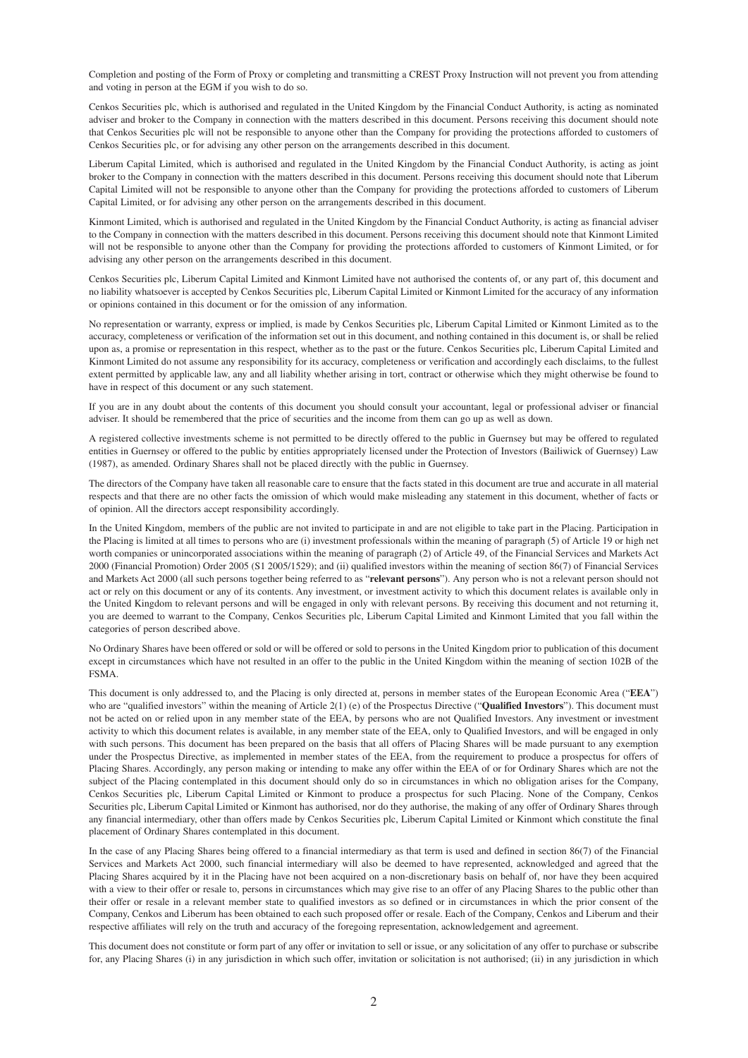Completion and posting of the Form of Proxy or completing and transmitting a CREST Proxy Instruction will not prevent you from attending and voting in person at the EGM if you wish to do so.

Cenkos Securities plc, which is authorised and regulated in the United Kingdom by the Financial Conduct Authority, is acting as nominated adviser and broker to the Company in connection with the matters described in this document. Persons receiving this document should note that Cenkos Securities plc will not be responsible to anyone other than the Company for providing the protections afforded to customers of Cenkos Securities plc, or for advising any other person on the arrangements described in this document.

Liberum Capital Limited, which is authorised and regulated in the United Kingdom by the Financial Conduct Authority, is acting as joint broker to the Company in connection with the matters described in this document. Persons receiving this document should note that Liberum Capital Limited will not be responsible to anyone other than the Company for providing the protections afforded to customers of Liberum Capital Limited, or for advising any other person on the arrangements described in this document.

Kinmont Limited, which is authorised and regulated in the United Kingdom by the Financial Conduct Authority, is acting as financial adviser to the Company in connection with the matters described in this document. Persons receiving this document should note that Kinmont Limited will not be responsible to anyone other than the Company for providing the protections afforded to customers of Kinmont Limited, or for advising any other person on the arrangements described in this document.

Cenkos Securities plc, Liberum Capital Limited and Kinmont Limited have not authorised the contents of, or any part of, this document and no liability whatsoever is accepted by Cenkos Securities plc, Liberum Capital Limited or Kinmont Limited for the accuracy of any information or opinions contained in this document or for the omission of any information.

No representation or warranty, express or implied, is made by Cenkos Securities plc, Liberum Capital Limited or Kinmont Limited as to the accuracy, completeness or verification of the information set out in this document, and nothing contained in this document is, or shall be relied upon as, a promise or representation in this respect, whether as to the past or the future. Cenkos Securities plc, Liberum Capital Limited and Kinmont Limited do not assume any responsibility for its accuracy, completeness or verification and accordingly each disclaims, to the fullest extent permitted by applicable law, any and all liability whether arising in tort, contract or otherwise which they might otherwise be found to have in respect of this document or any such statement.

If you are in any doubt about the contents of this document you should consult your accountant, legal or professional adviser or financial adviser. It should be remembered that the price of securities and the income from them can go up as well as down.

A registered collective investments scheme is not permitted to be directly offered to the public in Guernsey but may be offered to regulated entities in Guernsey or offered to the public by entities appropriately licensed under the Protection of Investors (Bailiwick of Guernsey) Law (1987), as amended. Ordinary Shares shall not be placed directly with the public in Guernsey.

The directors of the Company have taken all reasonable care to ensure that the facts stated in this document are true and accurate in all material respects and that there are no other facts the omission of which would make misleading any statement in this document, whether of facts or of opinion. All the directors accept responsibility accordingly.

In the United Kingdom, members of the public are not invited to participate in and are not eligible to take part in the Placing. Participation in the Placing is limited at all times to persons who are (i) investment professionals within the meaning of paragraph (5) of Article 19 or high net worth companies or unincorporated associations within the meaning of paragraph (2) of Article 49, of the Financial Services and Markets Act 2000 (Financial Promotion) Order 2005 (S1 2005/1529); and (ii) qualified investors within the meaning of section 86(7) of Financial Services and Markets Act 2000 (all such persons together being referred to as "**relevant persons**"). Any person who is not a relevant person should not act or rely on this document or any of its contents. Any investment, or investment activity to which this document relates is available only in the United Kingdom to relevant persons and will be engaged in only with relevant persons. By receiving this document and not returning it, you are deemed to warrant to the Company, Cenkos Securities plc, Liberum Capital Limited and Kinmont Limited that you fall within the categories of person described above.

No Ordinary Shares have been offered or sold or will be offered or sold to persons in the United Kingdom prior to publication of this document except in circumstances which have not resulted in an offer to the public in the United Kingdom within the meaning of section 102B of the FSMA.

This document is only addressed to, and the Placing is only directed at, persons in member states of the European Economic Area ("**EEA**") who are "qualified investors" within the meaning of Article 2(1) (e) of the Prospectus Directive ("**Qualified Investors**"). This document must not be acted on or relied upon in any member state of the EEA, by persons who are not Qualified Investors. Any investment or investment activity to which this document relates is available, in any member state of the EEA, only to Qualified Investors, and will be engaged in only with such persons. This document has been prepared on the basis that all offers of Placing Shares will be made pursuant to any exemption under the Prospectus Directive, as implemented in member states of the EEA, from the requirement to produce a prospectus for offers of Placing Shares. Accordingly, any person making or intending to make any offer within the EEA of or for Ordinary Shares which are not the subject of the Placing contemplated in this document should only do so in circumstances in which no obligation arises for the Company, Cenkos Securities plc, Liberum Capital Limited or Kinmont to produce a prospectus for such Placing. None of the Company, Cenkos Securities plc, Liberum Capital Limited or Kinmont has authorised, nor do they authorise, the making of any offer of Ordinary Shares through any financial intermediary, other than offers made by Cenkos Securities plc, Liberum Capital Limited or Kinmont which constitute the final placement of Ordinary Shares contemplated in this document.

In the case of any Placing Shares being offered to a financial intermediary as that term is used and defined in section 86(7) of the Financial Services and Markets Act 2000, such financial intermediary will also be deemed to have represented, acknowledged and agreed that the Placing Shares acquired by it in the Placing have not been acquired on a non-discretionary basis on behalf of, nor have they been acquired with a view to their offer or resale to, persons in circumstances which may give rise to an offer of any Placing Shares to the public other than their offer or resale in a relevant member state to qualified investors as so defined or in circumstances in which the prior consent of the Company, Cenkos and Liberum has been obtained to each such proposed offer or resale. Each of the Company, Cenkos and Liberum and their respective affiliates will rely on the truth and accuracy of the foregoing representation, acknowledgement and agreement.

This document does not constitute or form part of any offer or invitation to sell or issue, or any solicitation of any offer to purchase or subscribe for, any Placing Shares (i) in any jurisdiction in which such offer, invitation or solicitation is not authorised; (ii) in any jurisdiction in which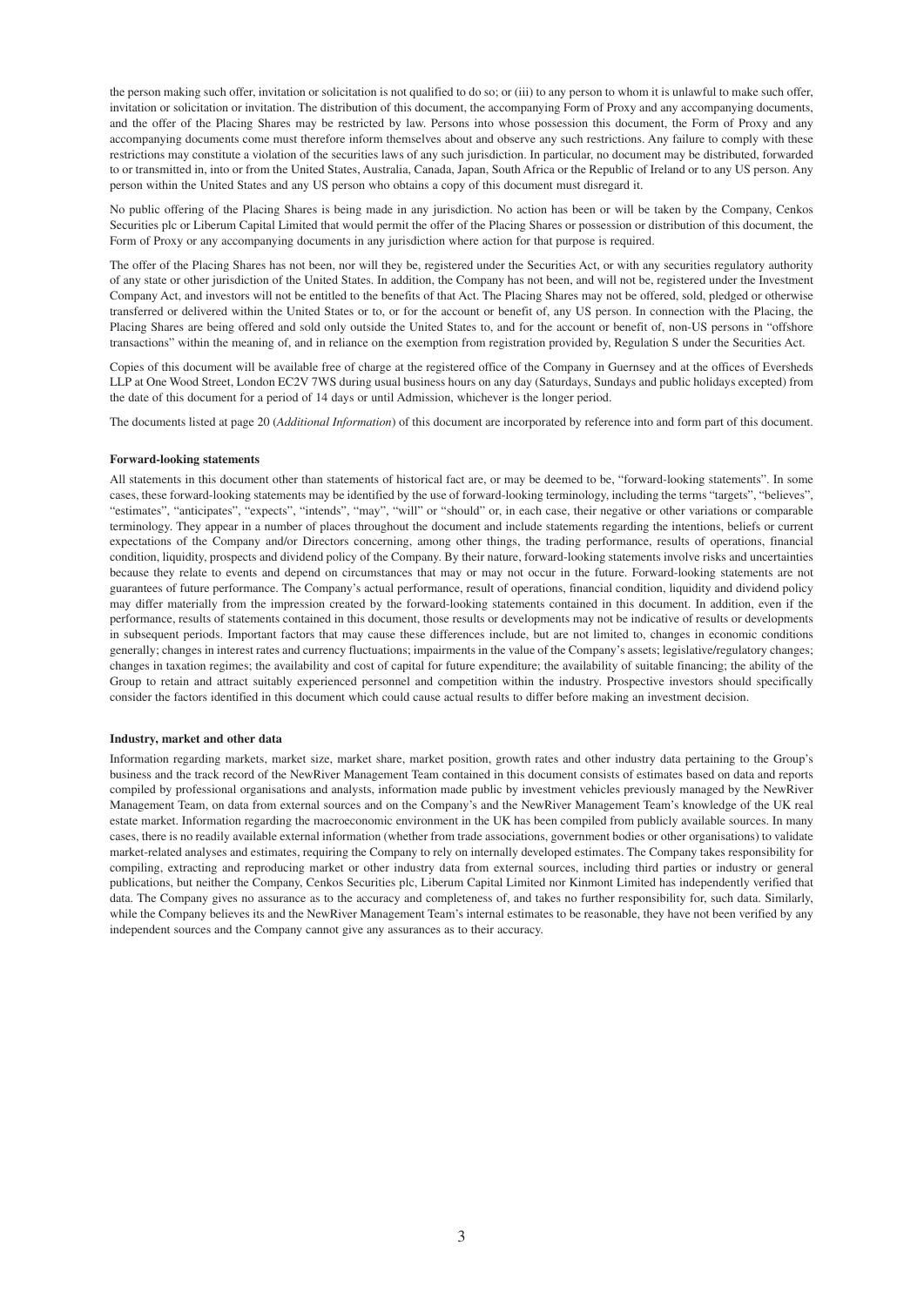the person making such offer, invitation or solicitation is not qualified to do so; or (iii) to any person to whom it is unlawful to make such offer, invitation or solicitation or invitation. The distribution of this document, the accompanying Form of Proxy and any accompanying documents, and the offer of the Placing Shares may be restricted by law. Persons into whose possession this document, the Form of Proxy and any accompanying documents come must therefore inform themselves about and observe any such restrictions. Any failure to comply with these restrictions may constitute a violation of the securities laws of any such jurisdiction. In particular, no document may be distributed, forwarded to or transmitted in, into or from the United States, Australia, Canada, Japan, South Africa or the Republic of Ireland or to any US person. Any person within the United States and any US person who obtains a copy of this document must disregard it.

No public offering of the Placing Shares is being made in any jurisdiction. No action has been or will be taken by the Company, Cenkos Securities plc or Liberum Capital Limited that would permit the offer of the Placing Shares or possession or distribution of this document, the Form of Proxy or any accompanying documents in any jurisdiction where action for that purpose is required.

The offer of the Placing Shares has not been, nor will they be, registered under the Securities Act, or with any securities regulatory authority of any state or other jurisdiction of the United States. In addition, the Company has not been, and will not be, registered under the Investment Company Act, and investors will not be entitled to the benefits of that Act. The Placing Shares may not be offered, sold, pledged or otherwise transferred or delivered within the United States or to, or for the account or benefit of, any US person. In connection with the Placing, the Placing Shares are being offered and sold only outside the United States to, and for the account or benefit of, non-US persons in "offshore transactions" within the meaning of, and in reliance on the exemption from registration provided by, Regulation S under the Securities Act.

Copies of this document will be available free of charge at the registered office of the Company in Guernsey and at the offices of Eversheds LLP at One Wood Street, London EC2V 7WS during usual business hours on any day (Saturdays, Sundays and public holidays excepted) from the date of this document for a period of 14 days or until Admission, whichever is the longer period.

The documents listed at page 20 (*Additional Information*) of this document are incorporated by reference into and form part of this document.

**Forward-looking statements**

All statements in this document other than statements of historical fact are, or may be deemed to be, "forward-looking statements". In some cases, these forward-looking statements may be identified by the use of forward-looking terminology, including the terms "targets", "believes", "estimates", "anticipates", "expects", "intends", "may", "will" or "should" or, in each case, their negative or other variations or comparable terminology. They appear in a number of places throughout the document and include statements regarding the intentions, beliefs or current expectations of the Company and/or Directors concerning, among other things, the trading performance, results of operations, financial condition, liquidity, prospects and dividend policy of the Company. By their nature, forward-looking statements involve risks and uncertainties because they relate to events and depend on circumstances that may or may not occur in the future. Forward-looking statements are not guarantees of future performance. The Company's actual performance, result of operations, financial condition, liquidity and dividend policy may differ materially from the impression created by the forward-looking statements contained in this document. In addition, even if the performance, results of statements contained in this document, those results or developments may not be indicative of results or developments in subsequent periods. Important factors that may cause these differences include, but are not limited to, changes in economic conditions generally; changes in interest rates and currency fluctuations; impairments in the value of the Company's assets; legislative/regulatory changes; changes in taxation regimes; the availability and cost of capital for future expenditure; the availability of suitable financing; the ability of the Group to retain and attract suitably experienced personnel and competition within the industry. Prospective investors should specifically consider the factors identified in this document which could cause actual results to differ before making an investment decision.

**Industry, market and other data**

Information regarding markets, market size, market share, market position, growth rates and other industry data pertaining to the Group's business and the track record of the NewRiver Management Team contained in this document consists of estimates based on data and reports compiled by professional organisations and analysts, information made public by investment vehicles previously managed by the NewRiver Management Team, on data from external sources and on the Company's and the NewRiver Management Team's knowledge of the UK real estate market. Information regarding the macroeconomic environment in the UK has been compiled from publicly available sources. In many cases, there is no readily available external information (whether from trade associations, government bodies or other organisations) to validate market-related analyses and estimates, requiring the Company to rely on internally developed estimates. The Company takes responsibility for compiling, extracting and reproducing market or other industry data from external sources, including third parties or industry or general publications, but neither the Company, Cenkos Securities plc, Liberum Capital Limited nor Kinmont Limited has independently verified that data. The Company gives no assurance as to the accuracy and completeness of, and takes no further responsibility for, such data. Similarly, while the Company believes its and the NewRiver Management Team's internal estimates to be reasonable, they have not been verified by any independent sources and the Company cannot give any assurances as to their accuracy.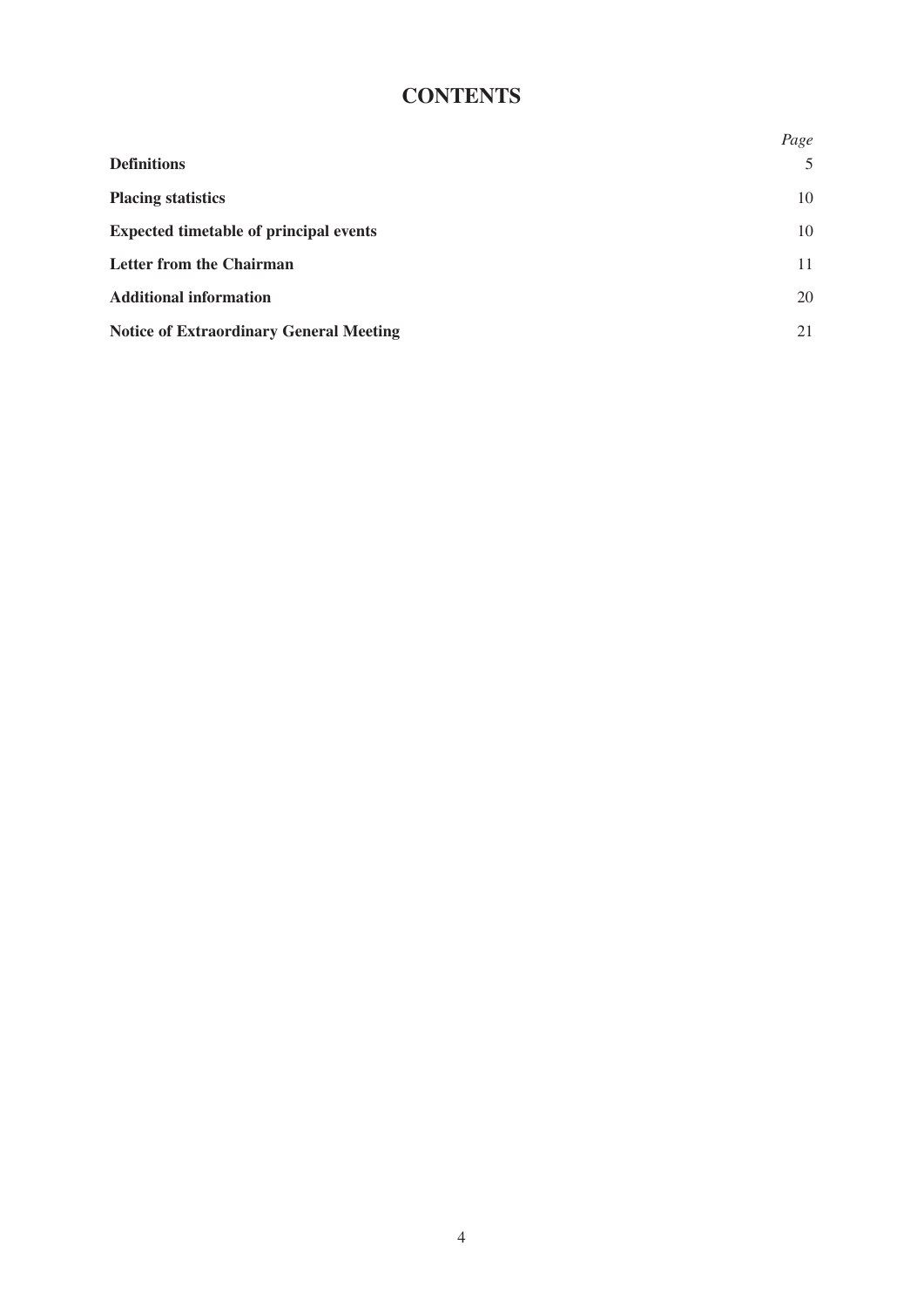# CONTENTS

| | *Page* |
|---|---|
| **Definitions** | 5 |
| **Placing statistics** | 10 |
| **Expected timetable of principal events** | 10 |
| **Letter from the Chairman** | 11 |
| **Additional information** | 20 |
| **Notice of Extraordinary General Meeting** | 21 |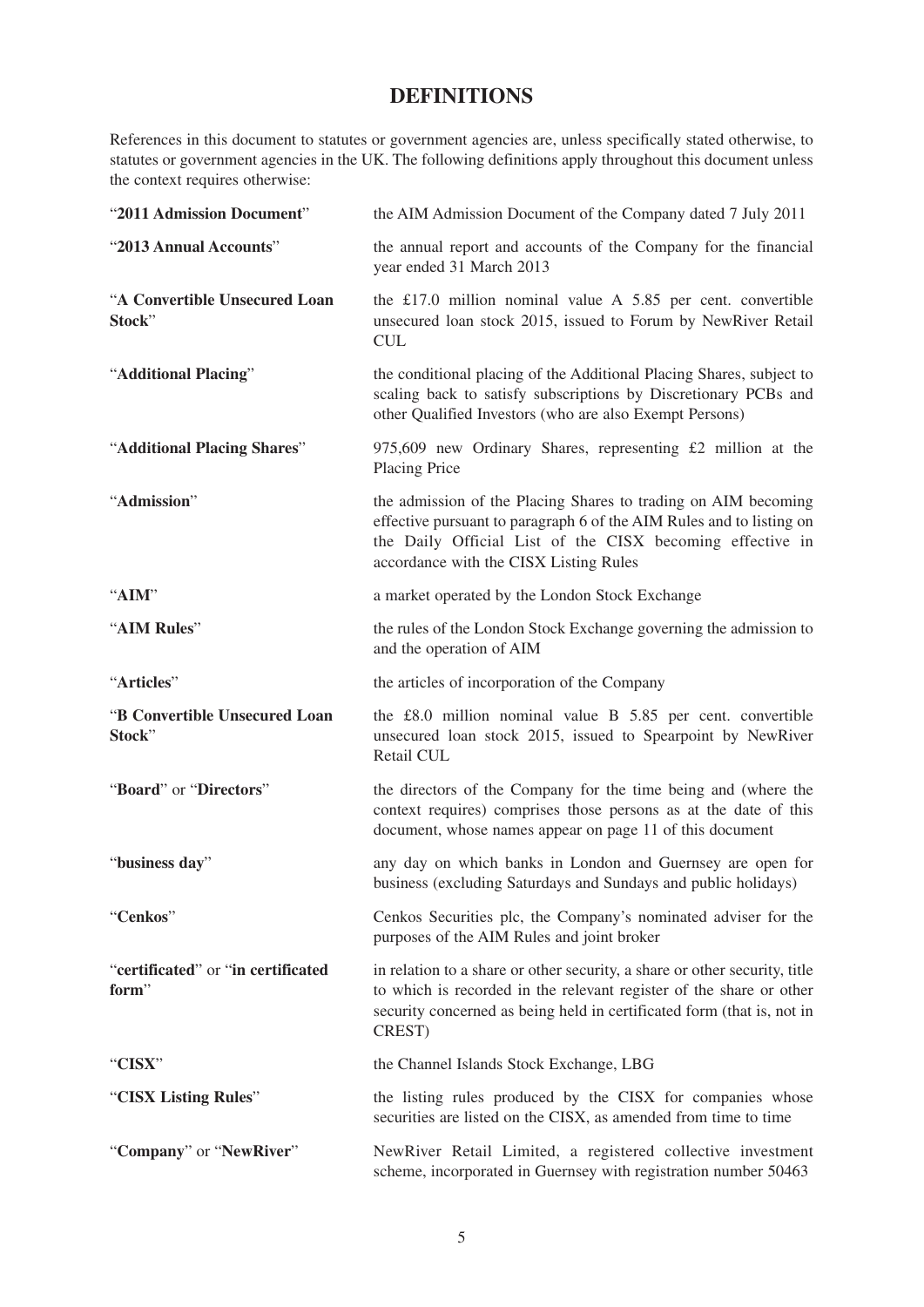# DEFINITIONS

References in this document to statutes or government agencies are, unless specifically stated otherwise, to statutes or government agencies in the UK. The following definitions apply throughout this document unless the context requires otherwise:

| | |
|---|---|
| "**2011 Admission Document**" | the AIM Admission Document of the Company dated 7 July 2011 |
| "**2013 Annual Accounts**" | the annual report and accounts of the Company for the financial year ended 31 March 2013 |
| "**A Convertible Unsecured Loan Stock**" | the £17.0 million nominal value A 5.85 per cent. convertible unsecured loan stock 2015, issued to Forum by NewRiver Retail CUL |
| "**Additional Placing**" | the conditional placing of the Additional Placing Shares, subject to scaling back to satisfy subscriptions by Discretionary PCBs and other Qualified Investors (who are also Exempt Persons) |
| "**Additional Placing Shares**" | 975,609 new Ordinary Shares, representing £2 million at the Placing Price |
| "**Admission**" | the admission of the Placing Shares to trading on AIM becoming effective pursuant to paragraph 6 of the AIM Rules and to listing on the Daily Official List of the CISX becoming effective in accordance with the CISX Listing Rules |
| "**AIM**" | a market operated by the London Stock Exchange |
| "**AIM Rules**" | the rules of the London Stock Exchange governing the admission to and the operation of AIM |
| "**Articles**" | the articles of incorporation of the Company |
| "**B Convertible Unsecured Loan Stock**" | the £8.0 million nominal value B 5.85 per cent. convertible unsecured loan stock 2015, issued to Spearpoint by NewRiver Retail CUL |
| "**Board**" or "**Directors**" | the directors of the Company for the time being and (where the context requires) comprises those persons as at the date of this document, whose names appear on page 11 of this document |
| "**business day**" | any day on which banks in London and Guernsey are open for business (excluding Saturdays and Sundays and public holidays) |
| "**Cenkos**" | Cenkos Securities plc, the Company's nominated adviser for the purposes of the AIM Rules and joint broker |
| "**certificated**" or "**in certificated form**" | in relation to a share or other security, a share or other security, title to which is recorded in the relevant register of the share or other security concerned as being held in certificated form (that is, not in CREST) |
| "**CISX**" | the Channel Islands Stock Exchange, LBG |
| "**CISX Listing Rules**" | the listing rules produced by the CISX for companies whose securities are listed on the CISX, as amended from time to time |
| "**Company**" or "**NewRiver**" | NewRiver Retail Limited, a registered collective investment scheme, incorporated in Guernsey with registration number 50463 |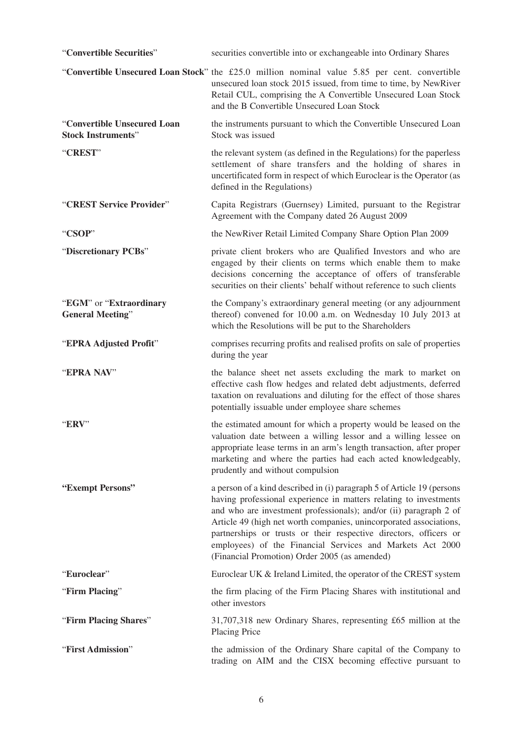| | |
|---|---|
| "**Convertible Securities**" | securities convertible into or exchangeable into Ordinary Shares |
| "**Convertible Unsecured Loan Stock**" | the £25.0 million nominal value 5.85 per cent. convertible unsecured loan stock 2015 issued, from time to time, by NewRiver Retail CUL, comprising the A Convertible Unsecured Loan Stock and the B Convertible Unsecured Loan Stock |
| "**Convertible Unsecured Loan Stock Instruments**" | the instruments pursuant to which the Convertible Unsecured Loan Stock was issued |
| "**CREST**" | the relevant system (as defined in the Regulations) for the paperless settlement of share transfers and the holding of shares in uncertificated form in respect of which Euroclear is the Operator (as defined in the Regulations) |
| "**CREST Service Provider**" | Capita Registrars (Guernsey) Limited, pursuant to the Registrar Agreement with the Company dated 26 August 2009 |
| "**CSOP**" | the NewRiver Retail Limited Company Share Option Plan 2009 |
| "**Discretionary PCBs**" | private client brokers who are Qualified Investors and who are engaged by their clients on terms which enable them to make decisions concerning the acceptance of offers of transferable securities on their clients' behalf without reference to such clients |
| "**EGM**" or "**Extraordinary General Meeting**" | the Company's extraordinary general meeting (or any adjournment thereof) convened for 10.00 a.m. on Wednesday 10 July 2013 at which the Resolutions will be put to the Shareholders |
| "**EPRA Adjusted Profit**" | comprises recurring profits and realised profits on sale of properties during the year |
| "**EPRA NAV**" | the balance sheet net assets excluding the mark to market on effective cash flow hedges and related debt adjustments, deferred taxation on revaluations and diluting for the effect of those shares potentially issuable under employee share schemes |
| "**ERV**" | the estimated amount for which a property would be leased on the valuation date between a willing lessor and a willing lessee on appropriate lease terms in an arm's length transaction, after proper marketing and where the parties had each acted knowledgeably, prudently and without compulsion |
| "**Exempt Persons**" | a person of a kind described in (i) paragraph 5 of Article 19 (persons having professional experience in matters relating to investments and who are investment professionals); and/or (ii) paragraph 2 of Article 49 (high net worth companies, unincorporated associations, partnerships or trusts or their respective directors, officers or employees) of the Financial Services and Markets Act 2000 (Financial Promotion) Order 2005 (as amended) |
| "**Euroclear**" | Euroclear UK & Ireland Limited, the operator of the CREST system |
| "**Firm Placing**" | the firm placing of the Firm Placing Shares with institutional and other investors |
| "**Firm Placing Shares**" | 31,707,318 new Ordinary Shares, representing £65 million at the Placing Price |
| "**First Admission**" | the admission of the Ordinary Share capital of the Company to trading on AIM and the CISX becoming effective pursuant to |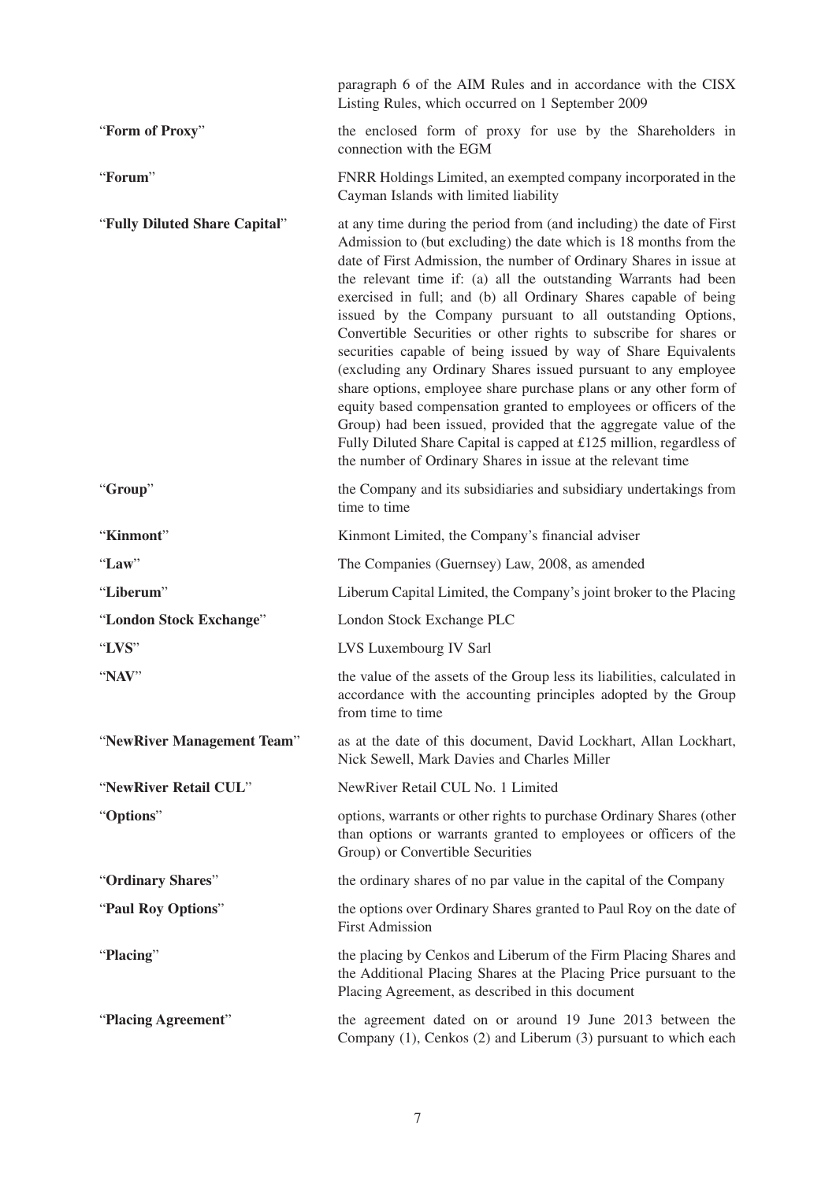| | |
|---|---|
| | paragraph 6 of the AIM Rules and in accordance with the CISX Listing Rules, which occurred on 1 September 2009 |
| "**Form of Proxy**" | the enclosed form of proxy for use by the Shareholders in connection with the EGM |
| "**Forum**" | FNRR Holdings Limited, an exempted company incorporated in the Cayman Islands with limited liability |
| "**Fully Diluted Share Capital**" | at any time during the period from (and including) the date of First Admission to (but excluding) the date which is 18 months from the date of First Admission, the number of Ordinary Shares in issue at the relevant time if: (a) all the outstanding Warrants had been exercised in full; and (b) all Ordinary Shares capable of being issued by the Company pursuant to all outstanding Options, Convertible Securities or other rights to subscribe for shares or securities capable of being issued by way of Share Equivalents (excluding any Ordinary Shares issued pursuant to any employee share options, employee share purchase plans or any other form of equity based compensation granted to employees or officers of the Group) had been issued, provided that the aggregate value of the Fully Diluted Share Capital is capped at £125 million, regardless of the number of Ordinary Shares in issue at the relevant time |
| "**Group**" | the Company and its subsidiaries and subsidiary undertakings from time to time |
| "**Kinmont**" | Kinmont Limited, the Company's financial adviser |
| "**Law**" | The Companies (Guernsey) Law, 2008, as amended |
| "**Liberum**" | Liberum Capital Limited, the Company's joint broker to the Placing |
| "**London Stock Exchange**" | London Stock Exchange PLC |
| "**LVS**" | LVS Luxembourg IV Sarl |
| "**NAV**" | the value of the assets of the Group less its liabilities, calculated in accordance with the accounting principles adopted by the Group from time to time |
| "**NewRiver Management Team**" | as at the date of this document, David Lockhart, Allan Lockhart, Nick Sewell, Mark Davies and Charles Miller |
| "**NewRiver Retail CUL**" | NewRiver Retail CUL No. 1 Limited |
| "**Options**" | options, warrants or other rights to purchase Ordinary Shares (other than options or warrants granted to employees or officers of the Group) or Convertible Securities |
| "**Ordinary Shares**" | the ordinary shares of no par value in the capital of the Company |
| "**Paul Roy Options**" | the options over Ordinary Shares granted to Paul Roy on the date of First Admission |
| "**Placing**" | the placing by Cenkos and Liberum of the Firm Placing Shares and the Additional Placing Shares at the Placing Price pursuant to the Placing Agreement, as described in this document |
| "**Placing Agreement**" | the agreement dated on or around 19 June 2013 between the Company (1), Cenkos (2) and Liberum (3) pursuant to which each |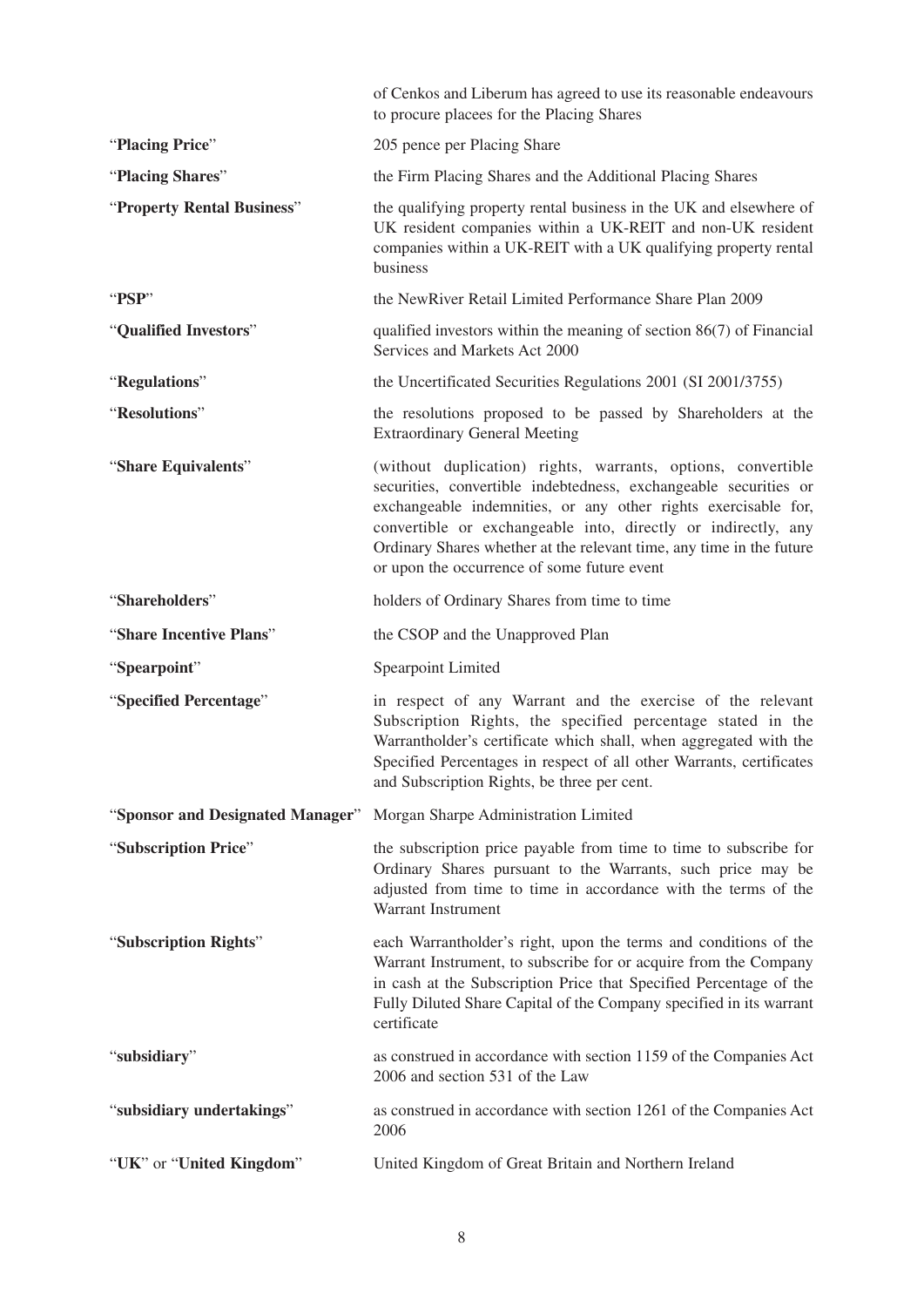of Cenkos and Liberum has agreed to use its reasonable endeavours to procure placees for the Placing Shares

| | |
|---|---|
| "**Placing Price**" | 205 pence per Placing Share |
| "**Placing Shares**" | the Firm Placing Shares and the Additional Placing Shares |
| "**Property Rental Business**" | the qualifying property rental business in the UK and elsewhere of UK resident companies within a UK-REIT and non-UK resident companies within a UK-REIT with a UK qualifying property rental business |
| "**PSP**" | the NewRiver Retail Limited Performance Share Plan 2009 |
| "**Qualified Investors**" | qualified investors within the meaning of section 86(7) of Financial Services and Markets Act 2000 |
| "**Regulations**" | the Uncertificated Securities Regulations 2001 (SI 2001/3755) |
| "**Resolutions**" | the resolutions proposed to be passed by Shareholders at the Extraordinary General Meeting |
| "**Share Equivalents**" | (without duplication) rights, warrants, options, convertible securities, convertible indebtedness, exchangeable securities or exchangeable indemnities, or any other rights exercisable for, convertible or exchangeable into, directly or indirectly, any Ordinary Shares whether at the relevant time, any time in the future or upon the occurrence of some future event |
| "**Shareholders**" | holders of Ordinary Shares from time to time |
| "**Share Incentive Plans**" | the CSOP and the Unapproved Plan |
| "**Spearpoint**" | Spearpoint Limited |
| "**Specified Percentage**" | in respect of any Warrant and the exercise of the relevant Subscription Rights, the specified percentage stated in the Warrantholder's certificate which shall, when aggregated with the Specified Percentages in respect of all other Warrants, certificates and Subscription Rights, be three per cent. |
| "**Sponsor and Designated Manager**" | Morgan Sharpe Administration Limited |
| "**Subscription Price**" | the subscription price payable from time to time to subscribe for Ordinary Shares pursuant to the Warrants, such price may be adjusted from time to time in accordance with the terms of the Warrant Instrument |
| "**Subscription Rights**" | each Warrantholder's right, upon the terms and conditions of the Warrant Instrument, to subscribe for or acquire from the Company in cash at the Subscription Price that Specified Percentage of the Fully Diluted Share Capital of the Company specified in its warrant certificate |
| "**subsidiary**" | as construed in accordance with section 1159 of the Companies Act 2006 and section 531 of the Law |
| "**subsidiary undertakings**" | as construed in accordance with section 1261 of the Companies Act 2006 |
| "**UK**" or "**United Kingdom**" | United Kingdom of Great Britain and Northern Ireland |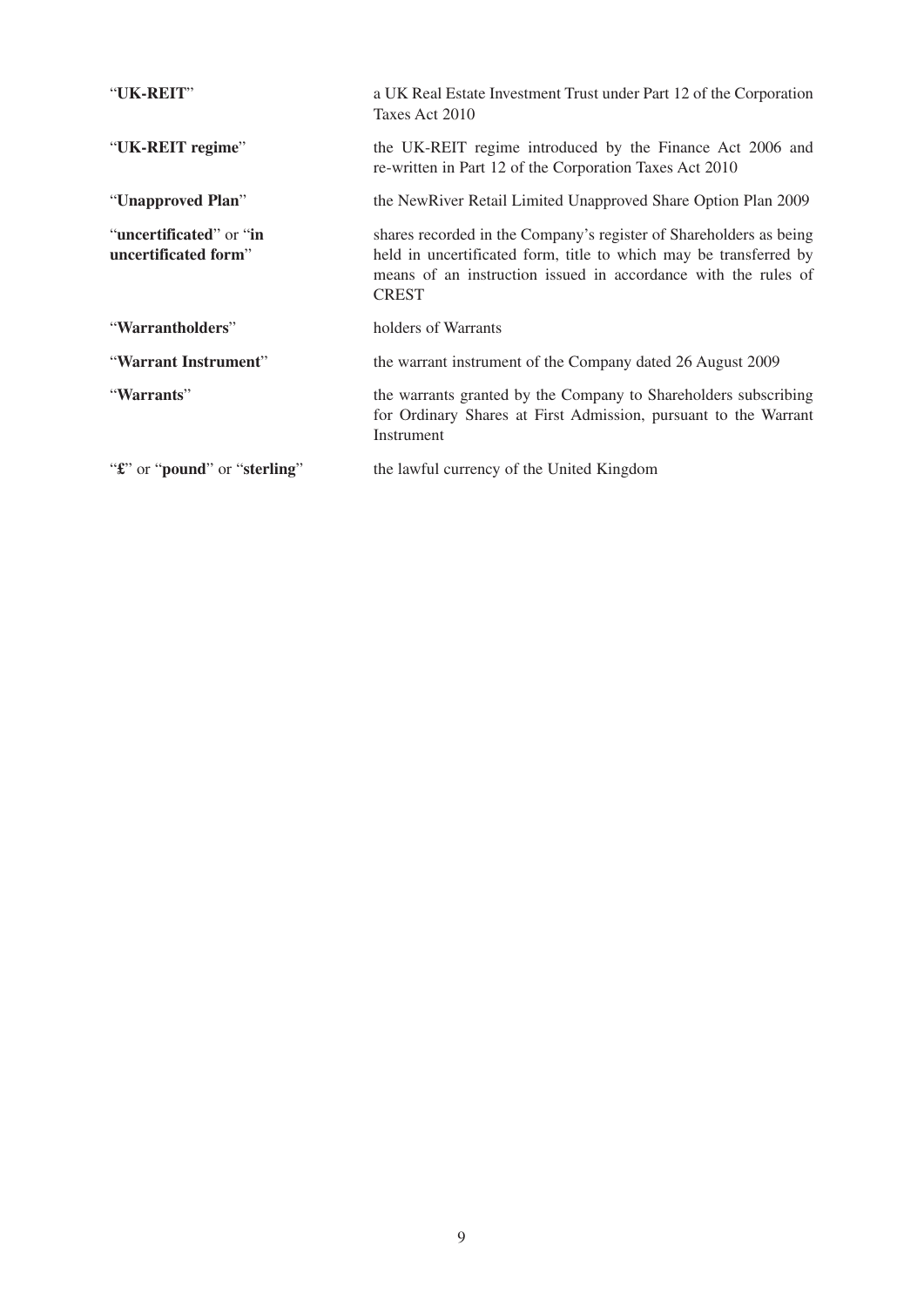| | |
|---|---|
| "**UK-REIT**" | a UK Real Estate Investment Trust under Part 12 of the Corporation Taxes Act 2010 |
| "**UK-REIT regime**" | the UK-REIT regime introduced by the Finance Act 2006 and re-written in Part 12 of the Corporation Taxes Act 2010 |
| "**Unapproved Plan**" | the NewRiver Retail Limited Unapproved Share Option Plan 2009 |
| "**uncertificated**" or "**in uncertificated form**" | shares recorded in the Company's register of Shareholders as being held in uncertificated form, title to which may be transferred by means of an instruction issued in accordance with the rules of CREST |
| "**Warrantholders**" | holders of Warrants |
| "**Warrant Instrument**" | the warrant instrument of the Company dated 26 August 2009 |
| "**Warrants**" | the warrants granted by the Company to Shareholders subscribing for Ordinary Shares at First Admission, pursuant to the Warrant Instrument |
| "**£**" or "**pound**" or "**sterling**" | the lawful currency of the United Kingdom |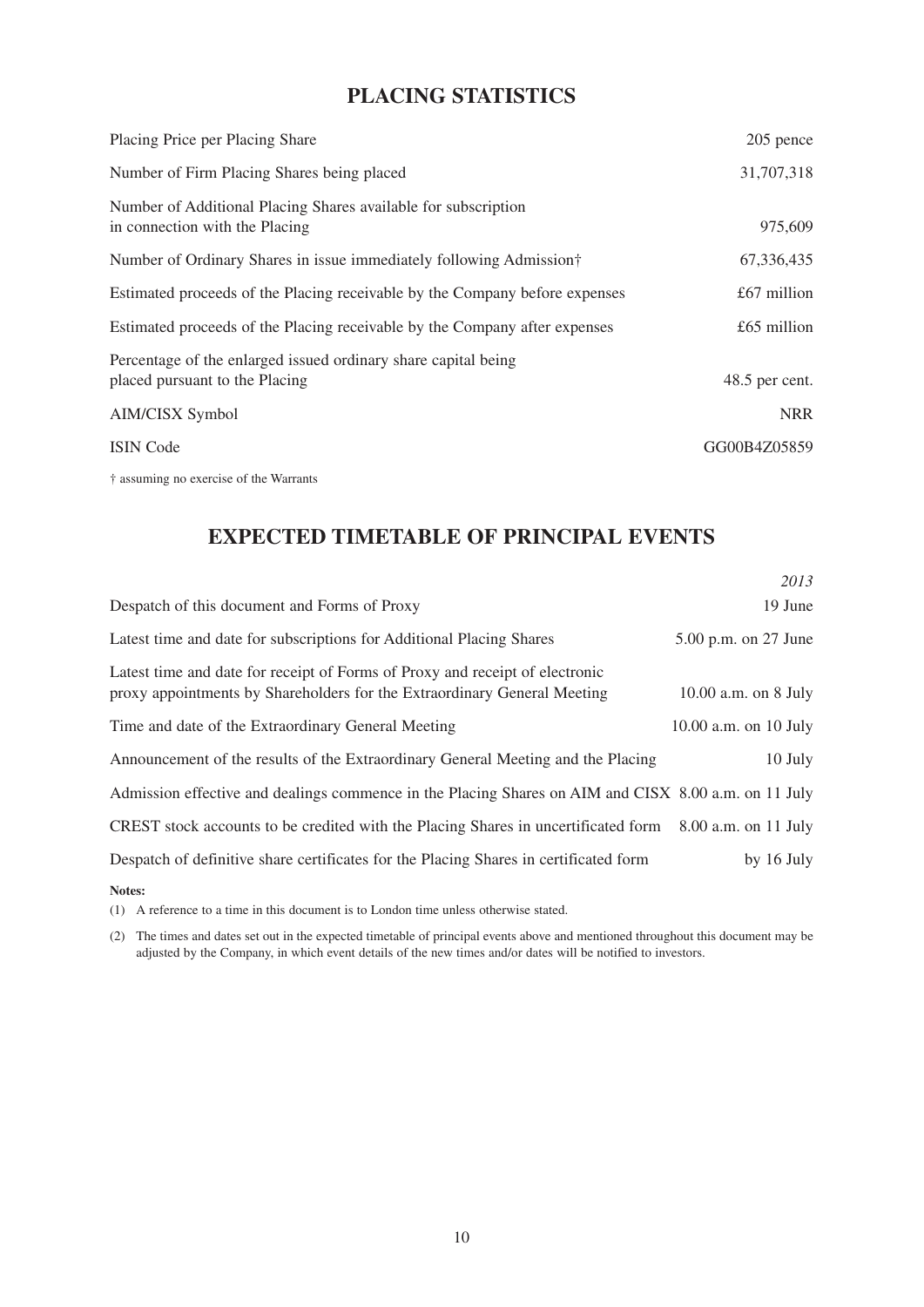# PLACING STATISTICS

| | |
|---|---|
| Placing Price per Placing Share | 205 pence |
| Number of Firm Placing Shares being placed | 31,707,318 |
| Number of Additional Placing Shares available for subscription in connection with the Placing | 975,609 |
| Number of Ordinary Shares in issue immediately following Admission† | 67,336,435 |
| Estimated proceeds of the Placing receivable by the Company before expenses | £67 million |
| Estimated proceeds of the Placing receivable by the Company after expenses | £65 million |
| Percentage of the enlarged issued ordinary share capital being placed pursuant to the Placing | 48.5 per cent. |
| AIM/CISX Symbol | NRR |
| ISIN Code | GG00B4Z05859 |

† assuming no exercise of the Warrants

# EXPECTED TIMETABLE OF PRINCIPAL EVENTS

| | *2013* |
|---|---|
| Despatch of this document and Forms of Proxy | 19 June |
| Latest time and date for subscriptions for Additional Placing Shares | 5.00 p.m. on 27 June |
| Latest time and date for receipt of Forms of Proxy and receipt of electronic proxy appointments by Shareholders for the Extraordinary General Meeting | 10.00 a.m. on 8 July |
| Time and date of the Extraordinary General Meeting | 10.00 a.m. on 10 July |
| Announcement of the results of the Extraordinary General Meeting and the Placing | 10 July |
| Admission effective and dealings commence in the Placing Shares on AIM and CISX | 8.00 a.m. on 11 July |
| CREST stock accounts to be credited with the Placing Shares in uncertificated form | 8.00 a.m. on 11 July |
| Despatch of definitive share certificates for the Placing Shares in certificated form | by 16 July |

**Notes:**

(1) A reference to a time in this document is to London time unless otherwise stated.

(2) The times and dates set out in the expected timetable of principal events above and mentioned throughout this document may be adjusted by the Company, in which event details of the new times and/or dates will be notified to investors.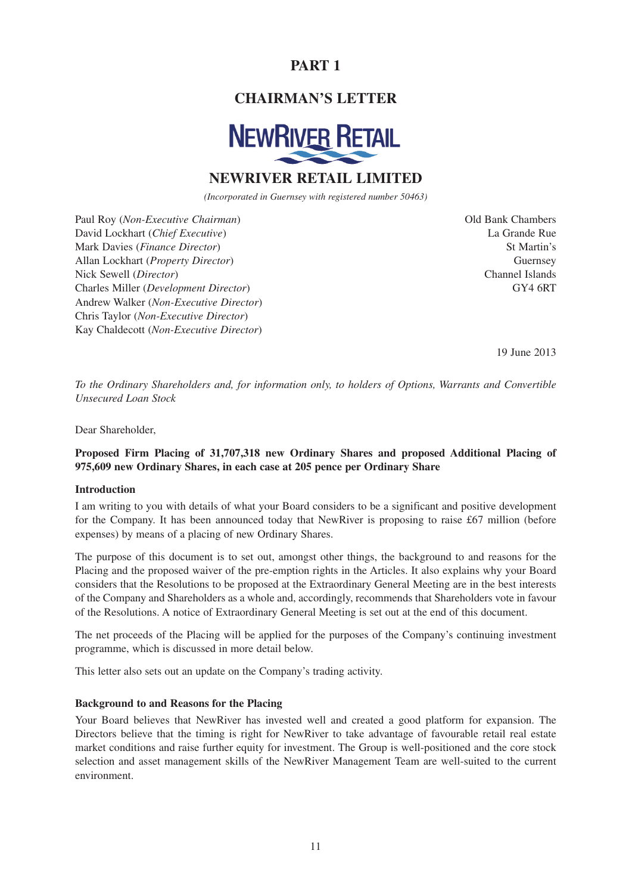# PART 1

## CHAIRMAN'S LETTER

NEWRIVER RETAIL

## NEWRIVER RETAIL LIMITED

*(Incorporated in Guernsey with registered number 50463)*

Paul Roy (*Non-Executive Chairman*)
David Lockhart (*Chief Executive*)
Mark Davies (*Finance Director*)
Allan Lockhart (*Property Director*)
Nick Sewell (*Director*)
Charles Miller (*Development Director*)
Andrew Walker (*Non-Executive Director*)
Chris Taylor (*Non-Executive Director*)
Kay Chaldecott (*Non-Executive Director*)

Old Bank Chambers
La Grande Rue
St Martin's
Guernsey
Channel Islands
GY4 6RT

19 June 2013

*To the Ordinary Shareholders and, for information only, to holders of Options, Warrants and Convertible Unsecured Loan Stock*

Dear Shareholder,

**Proposed Firm Placing of 31,707,318 new Ordinary Shares and proposed Additional Placing of 975,609 new Ordinary Shares, in each case at 205 pence per Ordinary Share**

**Introduction**

I am writing to you with details of what your Board considers to be a significant and positive development for the Company. It has been announced today that NewRiver is proposing to raise £67 million (before expenses) by means of a placing of new Ordinary Shares.

The purpose of this document is to set out, amongst other things, the background to and reasons for the Placing and the proposed waiver of the pre-emption rights in the Articles. It also explains why your Board considers that the Resolutions to be proposed at the Extraordinary General Meeting are in the best interests of the Company and Shareholders as a whole and, accordingly, recommends that Shareholders vote in favour of the Resolutions. A notice of Extraordinary General Meeting is set out at the end of this document.

The net proceeds of the Placing will be applied for the purposes of the Company's continuing investment programme, which is discussed in more detail below.

This letter also sets out an update on the Company's trading activity.

**Background to and Reasons for the Placing**

Your Board believes that NewRiver has invested well and created a good platform for expansion. The Directors believe that the timing is right for NewRiver to take advantage of favourable retail real estate market conditions and raise further equity for investment. The Group is well-positioned and the core stock selection and asset management skills of the NewRiver Management Team are well-suited to the current environment.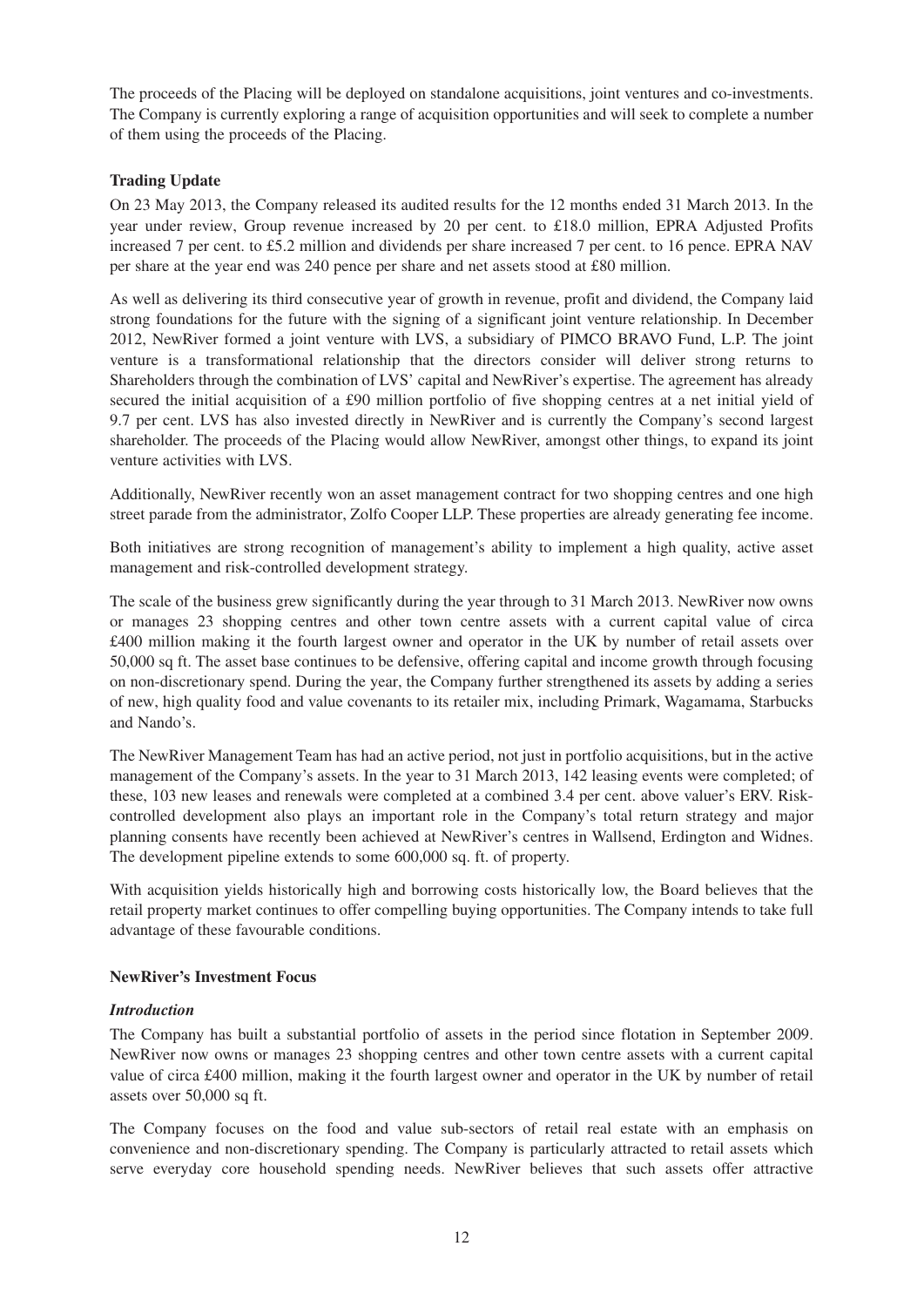The proceeds of the Placing will be deployed on standalone acquisitions, joint ventures and co-investments. The Company is currently exploring a range of acquisition opportunities and will seek to complete a number of them using the proceeds of the Placing.

**Trading Update**

On 23 May 2013, the Company released its audited results for the 12 months ended 31 March 2013. In the year under review, Group revenue increased by 20 per cent. to £18.0 million, EPRA Adjusted Profits increased 7 per cent. to £5.2 million and dividends per share increased 7 per cent. to 16 pence. EPRA NAV per share at the year end was 240 pence per share and net assets stood at £80 million.

As well as delivering its third consecutive year of growth in revenue, profit and dividend, the Company laid strong foundations for the future with the signing of a significant joint venture relationship. In December 2012, NewRiver formed a joint venture with LVS, a subsidiary of PIMCO BRAVO Fund, L.P. The joint venture is a transformational relationship that the directors consider will deliver strong returns to Shareholders through the combination of LVS' capital and NewRiver's expertise. The agreement has already secured the initial acquisition of a £90 million portfolio of five shopping centres at a net initial yield of 9.7 per cent. LVS has also invested directly in NewRiver and is currently the Company's second largest shareholder. The proceeds of the Placing would allow NewRiver, amongst other things, to expand its joint venture activities with LVS.

Additionally, NewRiver recently won an asset management contract for two shopping centres and one high street parade from the administrator, Zolfo Cooper LLP. These properties are already generating fee income.

Both initiatives are strong recognition of management's ability to implement a high quality, active asset management and risk-controlled development strategy.

The scale of the business grew significantly during the year through to 31 March 2013. NewRiver now owns or manages 23 shopping centres and other town centre assets with a current capital value of circa £400 million making it the fourth largest owner and operator in the UK by number of retail assets over 50,000 sq ft. The asset base continues to be defensive, offering capital and income growth through focusing on non-discretionary spend. During the year, the Company further strengthened its assets by adding a series of new, high quality food and value covenants to its retailer mix, including Primark, Wagamama, Starbucks and Nando's.

The NewRiver Management Team has had an active period, not just in portfolio acquisitions, but in the active management of the Company's assets. In the year to 31 March 2013, 142 leasing events were completed; of these, 103 new leases and renewals were completed at a combined 3.4 per cent. above valuer's ERV. Risk-controlled development also plays an important role in the Company's total return strategy and major planning consents have recently been achieved at NewRiver's centres in Wallsend, Erdington and Widnes. The development pipeline extends to some 600,000 sq. ft. of property.

With acquisition yields historically high and borrowing costs historically low, the Board believes that the retail property market continues to offer compelling buying opportunities. The Company intends to take full advantage of these favourable conditions.

**NewRiver's Investment Focus**

***Introduction***

The Company has built a substantial portfolio of assets in the period since flotation in September 2009. NewRiver now owns or manages 23 shopping centres and other town centre assets with a current capital value of circa £400 million, making it the fourth largest owner and operator in the UK by number of retail assets over 50,000 sq ft.

The Company focuses on the food and value sub-sectors of retail real estate with an emphasis on convenience and non-discretionary spending. The Company is particularly attracted to retail assets which serve everyday core household spending needs. NewRiver believes that such assets offer attractive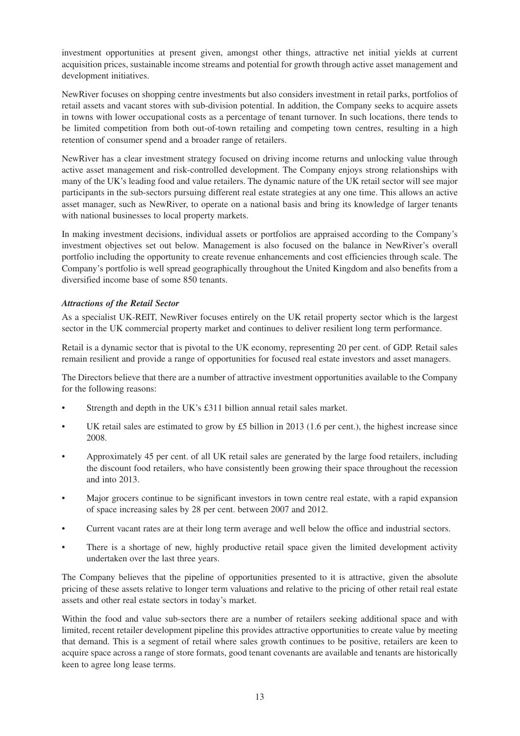investment opportunities at present given, amongst other things, attractive net initial yields at current acquisition prices, sustainable income streams and potential for growth through active asset management and development initiatives.

NewRiver focuses on shopping centre investments but also considers investment in retail parks, portfolios of retail assets and vacant stores with sub-division potential. In addition, the Company seeks to acquire assets in towns with lower occupational costs as a percentage of tenant turnover. In such locations, there tends to be limited competition from both out-of-town retailing and competing town centres, resulting in a high retention of consumer spend and a broader range of retailers.

NewRiver has a clear investment strategy focused on driving income returns and unlocking value through active asset management and risk-controlled development. The Company enjoys strong relationships with many of the UK's leading food and value retailers. The dynamic nature of the UK retail sector will see major participants in the sub-sectors pursuing different real estate strategies at any one time. This allows an active asset manager, such as NewRiver, to operate on a national basis and bring its knowledge of larger tenants with national businesses to local property markets.

In making investment decisions, individual assets or portfolios are appraised according to the Company's investment objectives set out below. Management is also focused on the balance in NewRiver's overall portfolio including the opportunity to create revenue enhancements and cost efficiencies through scale. The Company's portfolio is well spread geographically throughout the United Kingdom and also benefits from a diversified income base of some 850 tenants.

***Attractions of the Retail Sector***

As a specialist UK-REIT, NewRiver focuses entirely on the UK retail property sector which is the largest sector in the UK commercial property market and continues to deliver resilient long term performance.

Retail is a dynamic sector that is pivotal to the UK economy, representing 20 per cent. of GDP. Retail sales remain resilient and provide a range of opportunities for focused real estate investors and asset managers.

The Directors believe that there are a number of attractive investment opportunities available to the Company for the following reasons:

- Strength and depth in the UK's £311 billion annual retail sales market.
- UK retail sales are estimated to grow by £5 billion in 2013 (1.6 per cent.), the highest increase since 2008.
- Approximately 45 per cent. of all UK retail sales are generated by the large food retailers, including the discount food retailers, who have consistently been growing their space throughout the recession and into 2013.
- Major grocers continue to be significant investors in town centre real estate, with a rapid expansion of space increasing sales by 28 per cent. between 2007 and 2012.
- Current vacant rates are at their long term average and well below the office and industrial sectors.
- There is a shortage of new, highly productive retail space given the limited development activity undertaken over the last three years.

The Company believes that the pipeline of opportunities presented to it is attractive, given the absolute pricing of these assets relative to longer term valuations and relative to the pricing of other retail real estate assets and other real estate sectors in today's market.

Within the food and value sub-sectors there are a number of retailers seeking additional space and with limited, recent retailer development pipeline this provides attractive opportunities to create value by meeting that demand. This is a segment of retail where sales growth continues to be positive, retailers are keen to acquire space across a range of store formats, good tenant covenants are available and tenants are historically keen to agree long lease terms.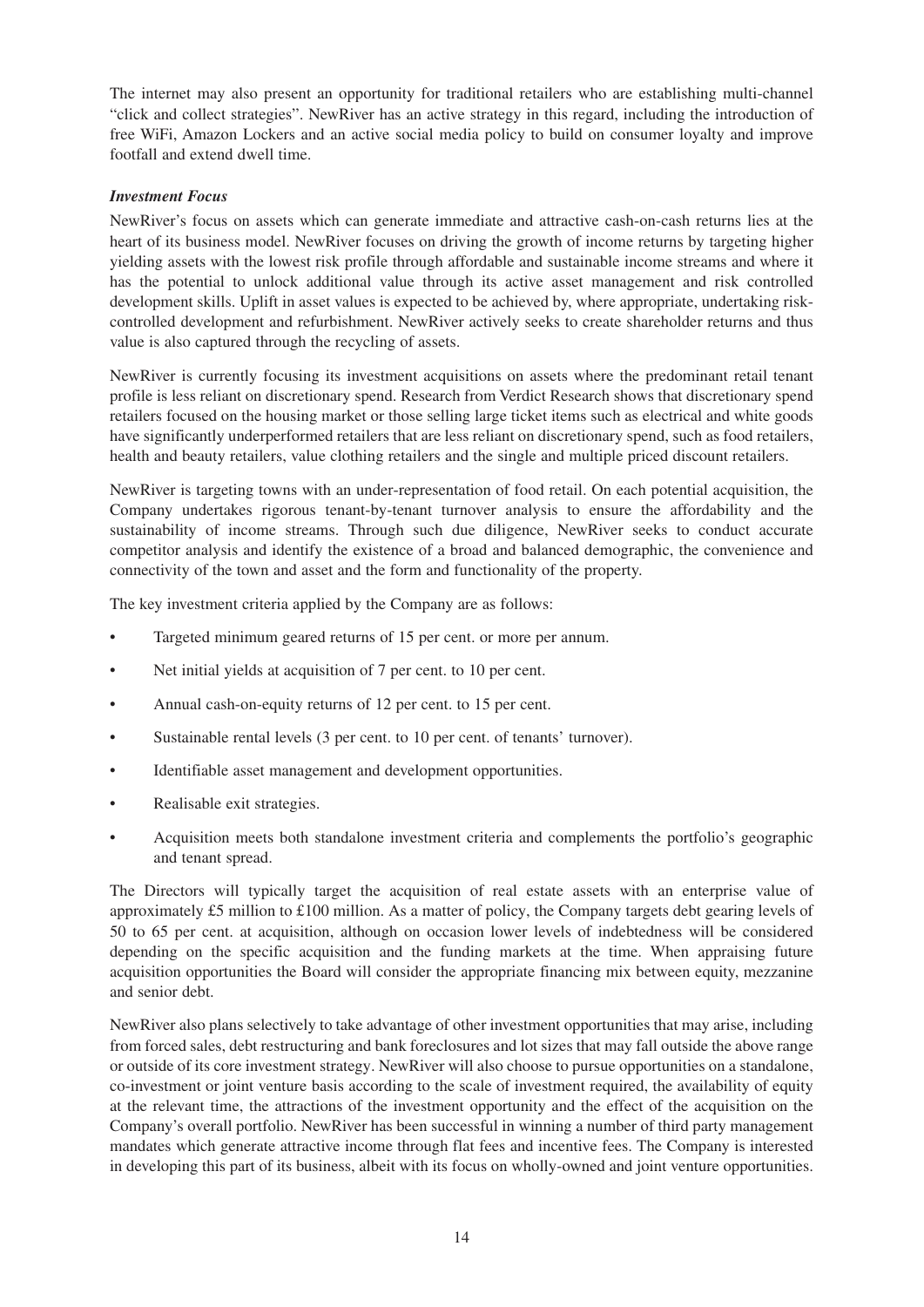The internet may also present an opportunity for traditional retailers who are establishing multi-channel "click and collect strategies". NewRiver has an active strategy in this regard, including the introduction of free WiFi, Amazon Lockers and an active social media policy to build on consumer loyalty and improve footfall and extend dwell time.

***Investment Focus***

NewRiver's focus on assets which can generate immediate and attractive cash-on-cash returns lies at the heart of its business model. NewRiver focuses on driving the growth of income returns by targeting higher yielding assets with the lowest risk profile through affordable and sustainable income streams and where it has the potential to unlock additional value through its active asset management and risk controlled development skills. Uplift in asset values is expected to be achieved by, where appropriate, undertaking risk-controlled development and refurbishment. NewRiver actively seeks to create shareholder returns and thus value is also captured through the recycling of assets.

NewRiver is currently focusing its investment acquisitions on assets where the predominant retail tenant profile is less reliant on discretionary spend. Research from Verdict Research shows that discretionary spend retailers focused on the housing market or those selling large ticket items such as electrical and white goods have significantly underperformed retailers that are less reliant on discretionary spend, such as food retailers, health and beauty retailers, value clothing retailers and the single and multiple priced discount retailers.

NewRiver is targeting towns with an under-representation of food retail. On each potential acquisition, the Company undertakes rigorous tenant-by-tenant turnover analysis to ensure the affordability and the sustainability of income streams. Through such due diligence, NewRiver seeks to conduct accurate competitor analysis and identify the existence of a broad and balanced demographic, the convenience and connectivity of the town and asset and the form and functionality of the property.

The key investment criteria applied by the Company are as follows:

- Targeted minimum geared returns of 15 per cent. or more per annum.
- Net initial yields at acquisition of 7 per cent. to 10 per cent.
- Annual cash-on-equity returns of 12 per cent. to 15 per cent.
- Sustainable rental levels (3 per cent. to 10 per cent. of tenants' turnover).
- Identifiable asset management and development opportunities.
- Realisable exit strategies.
- Acquisition meets both standalone investment criteria and complements the portfolio's geographic and tenant spread.

The Directors will typically target the acquisition of real estate assets with an enterprise value of approximately £5 million to £100 million. As a matter of policy, the Company targets debt gearing levels of 50 to 65 per cent. at acquisition, although on occasion lower levels of indebtedness will be considered depending on the specific acquisition and the funding markets at the time. When appraising future acquisition opportunities the Board will consider the appropriate financing mix between equity, mezzanine and senior debt.

NewRiver also plans selectively to take advantage of other investment opportunities that may arise, including from forced sales, debt restructuring and bank foreclosures and lot sizes that may fall outside the above range or outside of its core investment strategy. NewRiver will also choose to pursue opportunities on a standalone, co-investment or joint venture basis according to the scale of investment required, the availability of equity at the relevant time, the attractions of the investment opportunity and the effect of the acquisition on the Company's overall portfolio. NewRiver has been successful in winning a number of third party management mandates which generate attractive income through flat fees and incentive fees. The Company is interested in developing this part of its business, albeit with its focus on wholly-owned and joint venture opportunities.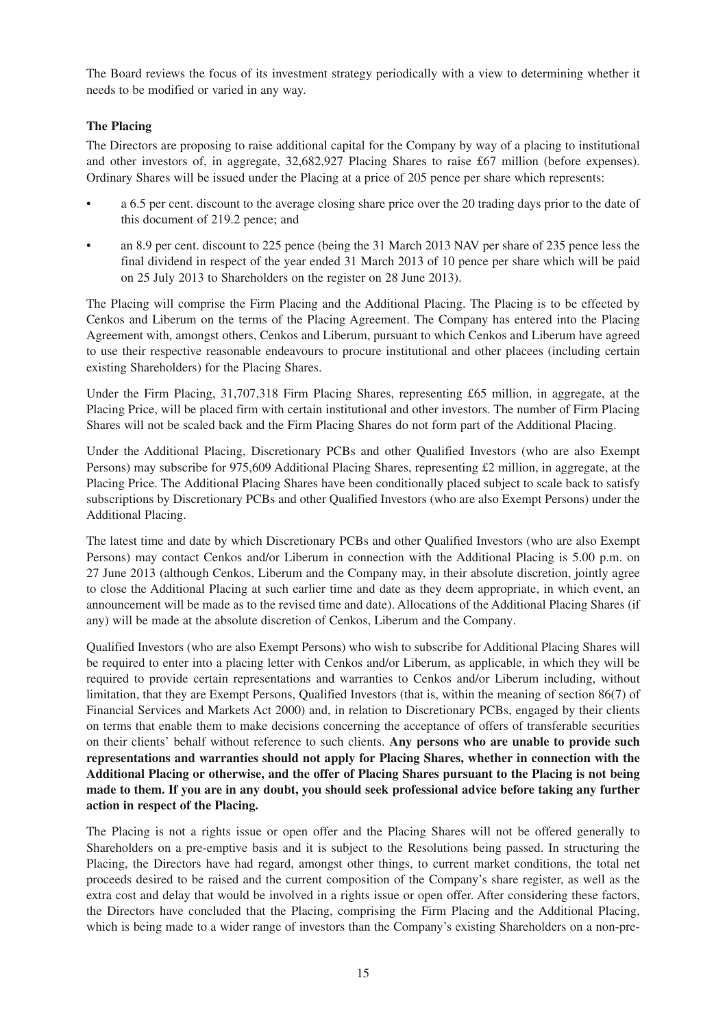The Board reviews the focus of its investment strategy periodically with a view to determining whether it needs to be modified or varied in any way.

**The Placing**

The Directors are proposing to raise additional capital for the Company by way of a placing to institutional and other investors of, in aggregate, 32,682,927 Placing Shares to raise £67 million (before expenses). Ordinary Shares will be issued under the Placing at a price of 205 pence per share which represents:

- a 6.5 per cent. discount to the average closing share price over the 20 trading days prior to the date of this document of 219.2 pence; and
- an 8.9 per cent. discount to 225 pence (being the 31 March 2013 NAV per share of 235 pence less the final dividend in respect of the year ended 31 March 2013 of 10 pence per share which will be paid on 25 July 2013 to Shareholders on the register on 28 June 2013).

The Placing will comprise the Firm Placing and the Additional Placing. The Placing is to be effected by Cenkos and Liberum on the terms of the Placing Agreement. The Company has entered into the Placing Agreement with, amongst others, Cenkos and Liberum, pursuant to which Cenkos and Liberum have agreed to use their respective reasonable endeavours to procure institutional and other placees (including certain existing Shareholders) for the Placing Shares.

Under the Firm Placing, 31,707,318 Firm Placing Shares, representing £65 million, in aggregate, at the Placing Price, will be placed firm with certain institutional and other investors. The number of Firm Placing Shares will not be scaled back and the Firm Placing Shares do not form part of the Additional Placing.

Under the Additional Placing, Discretionary PCBs and other Qualified Investors (who are also Exempt Persons) may subscribe for 975,609 Additional Placing Shares, representing £2 million, in aggregate, at the Placing Price. The Additional Placing Shares have been conditionally placed subject to scale back to satisfy subscriptions by Discretionary PCBs and other Qualified Investors (who are also Exempt Persons) under the Additional Placing.

The latest time and date by which Discretionary PCBs and other Qualified Investors (who are also Exempt Persons) may contact Cenkos and/or Liberum in connection with the Additional Placing is 5.00 p.m. on 27 June 2013 (although Cenkos, Liberum and the Company may, in their absolute discretion, jointly agree to close the Additional Placing at such earlier time and date as they deem appropriate, in which event, an announcement will be made as to the revised time and date). Allocations of the Additional Placing Shares (if any) will be made at the absolute discretion of Cenkos, Liberum and the Company.

Qualified Investors (who are also Exempt Persons) who wish to subscribe for Additional Placing Shares will be required to enter into a placing letter with Cenkos and/or Liberum, as applicable, in which they will be required to provide certain representations and warranties to Cenkos and/or Liberum including, without limitation, that they are Exempt Persons, Qualified Investors (that is, within the meaning of section 86(7) of Financial Services and Markets Act 2000) and, in relation to Discretionary PCBs, engaged by their clients on terms that enable them to make decisions concerning the acceptance of offers of transferable securities on their clients' behalf without reference to such clients. **Any persons who are unable to provide such representations and warranties should not apply for Placing Shares, whether in connection with the Additional Placing or otherwise, and the offer of Placing Shares pursuant to the Placing is not being made to them. If you are in any doubt, you should seek professional advice before taking any further action in respect of the Placing.**

The Placing is not a rights issue or open offer and the Placing Shares will not be offered generally to Shareholders on a pre-emptive basis and it is subject to the Resolutions being passed. In structuring the Placing, the Directors have had regard, amongst other things, to current market conditions, the total net proceeds desired to be raised and the current composition of the Company's share register, as well as the extra cost and delay that would be involved in a rights issue or open offer. After considering these factors, the Directors have concluded that the Placing, comprising the Firm Placing and the Additional Placing, which is being made to a wider range of investors than the Company's existing Shareholders on a non-pre-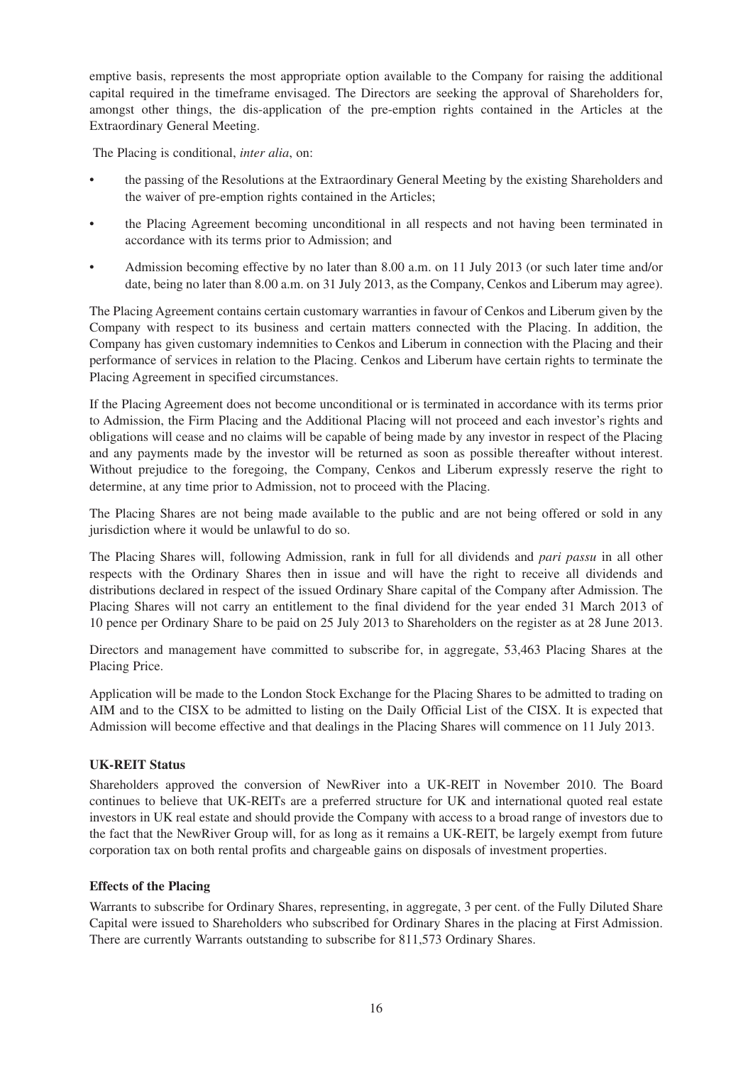emptive basis, represents the most appropriate option available to the Company for raising the additional capital required in the timeframe envisaged. The Directors are seeking the approval of Shareholders for, amongst other things, the dis-application of the pre-emption rights contained in the Articles at the Extraordinary General Meeting.

The Placing is conditional, *inter alia*, on:

- the passing of the Resolutions at the Extraordinary General Meeting by the existing Shareholders and the waiver of pre-emption rights contained in the Articles;
- the Placing Agreement becoming unconditional in all respects and not having been terminated in accordance with its terms prior to Admission; and
- Admission becoming effective by no later than 8.00 a.m. on 11 July 2013 (or such later time and/or date, being no later than 8.00 a.m. on 31 July 2013, as the Company, Cenkos and Liberum may agree).

The Placing Agreement contains certain customary warranties in favour of Cenkos and Liberum given by the Company with respect to its business and certain matters connected with the Placing. In addition, the Company has given customary indemnities to Cenkos and Liberum in connection with the Placing and their performance of services in relation to the Placing. Cenkos and Liberum have certain rights to terminate the Placing Agreement in specified circumstances.

If the Placing Agreement does not become unconditional or is terminated in accordance with its terms prior to Admission, the Firm Placing and the Additional Placing will not proceed and each investor's rights and obligations will cease and no claims will be capable of being made by any investor in respect of the Placing and any payments made by the investor will be returned as soon as possible thereafter without interest. Without prejudice to the foregoing, the Company, Cenkos and Liberum expressly reserve the right to determine, at any time prior to Admission, not to proceed with the Placing.

The Placing Shares are not being made available to the public and are not being offered or sold in any jurisdiction where it would be unlawful to do so.

The Placing Shares will, following Admission, rank in full for all dividends and *pari passu* in all other respects with the Ordinary Shares then in issue and will have the right to receive all dividends and distributions declared in respect of the issued Ordinary Share capital of the Company after Admission. The Placing Shares will not carry an entitlement to the final dividend for the year ended 31 March 2013 of 10 pence per Ordinary Share to be paid on 25 July 2013 to Shareholders on the register as at 28 June 2013.

Directors and management have committed to subscribe for, in aggregate, 53,463 Placing Shares at the Placing Price.

Application will be made to the London Stock Exchange for the Placing Shares to be admitted to trading on AIM and to the CISX to be admitted to listing on the Daily Official List of the CISX. It is expected that Admission will become effective and that dealings in the Placing Shares will commence on 11 July 2013.

**UK-REIT Status**

Shareholders approved the conversion of NewRiver into a UK-REIT in November 2010. The Board continues to believe that UK-REITs are a preferred structure for UK and international quoted real estate investors in UK real estate and should provide the Company with access to a broad range of investors due to the fact that the NewRiver Group will, for as long as it remains a UK-REIT, be largely exempt from future corporation tax on both rental profits and chargeable gains on disposals of investment properties.

**Effects of the Placing**

Warrants to subscribe for Ordinary Shares, representing, in aggregate, 3 per cent. of the Fully Diluted Share Capital were issued to Shareholders who subscribed for Ordinary Shares in the placing at First Admission. There are currently Warrants outstanding to subscribe for 811,573 Ordinary Shares.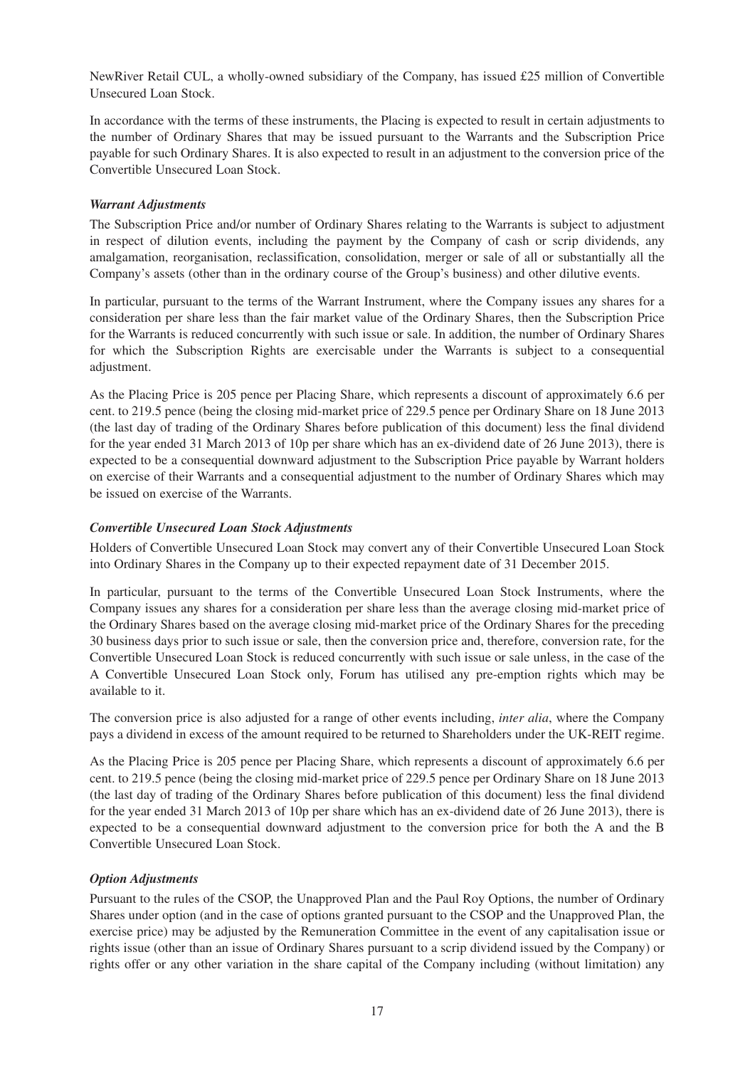NewRiver Retail CUL, a wholly-owned subsidiary of the Company, has issued £25 million of Convertible Unsecured Loan Stock.

In accordance with the terms of these instruments, the Placing is expected to result in certain adjustments to the number of Ordinary Shares that may be issued pursuant to the Warrants and the Subscription Price payable for such Ordinary Shares. It is also expected to result in an adjustment to the conversion price of the Convertible Unsecured Loan Stock.

***Warrant Adjustments***

The Subscription Price and/or number of Ordinary Shares relating to the Warrants is subject to adjustment in respect of dilution events, including the payment by the Company of cash or scrip dividends, any amalgamation, reorganisation, reclassification, consolidation, merger or sale of all or substantially all the Company's assets (other than in the ordinary course of the Group's business) and other dilutive events.

In particular, pursuant to the terms of the Warrant Instrument, where the Company issues any shares for a consideration per share less than the fair market value of the Ordinary Shares, then the Subscription Price for the Warrants is reduced concurrently with such issue or sale. In addition, the number of Ordinary Shares for which the Subscription Rights are exercisable under the Warrants is subject to a consequential adjustment.

As the Placing Price is 205 pence per Placing Share, which represents a discount of approximately 6.6 per cent. to 219.5 pence (being the closing mid-market price of 229.5 pence per Ordinary Share on 18 June 2013 (the last day of trading of the Ordinary Shares before publication of this document) less the final dividend for the year ended 31 March 2013 of 10p per share which has an ex-dividend date of 26 June 2013), there is expected to be a consequential downward adjustment to the Subscription Price payable by Warrant holders on exercise of their Warrants and a consequential adjustment to the number of Ordinary Shares which may be issued on exercise of the Warrants.

***Convertible Unsecured Loan Stock Adjustments***

Holders of Convertible Unsecured Loan Stock may convert any of their Convertible Unsecured Loan Stock into Ordinary Shares in the Company up to their expected repayment date of 31 December 2015.

In particular, pursuant to the terms of the Convertible Unsecured Loan Stock Instruments, where the Company issues any shares for a consideration per share less than the average closing mid-market price of the Ordinary Shares based on the average closing mid-market price of the Ordinary Shares for the preceding 30 business days prior to such issue or sale, then the conversion price and, therefore, conversion rate, for the Convertible Unsecured Loan Stock is reduced concurrently with such issue or sale unless, in the case of the A Convertible Unsecured Loan Stock only, Forum has utilised any pre-emption rights which may be available to it.

The conversion price is also adjusted for a range of other events including, *inter alia*, where the Company pays a dividend in excess of the amount required to be returned to Shareholders under the UK-REIT regime.

As the Placing Price is 205 pence per Placing Share, which represents a discount of approximately 6.6 per cent. to 219.5 pence (being the closing mid-market price of 229.5 pence per Ordinary Share on 18 June 2013 (the last day of trading of the Ordinary Shares before publication of this document) less the final dividend for the year ended 31 March 2013 of 10p per share which has an ex-dividend date of 26 June 2013), there is expected to be a consequential downward adjustment to the conversion price for both the A and the B Convertible Unsecured Loan Stock.

***Option Adjustments***

Pursuant to the rules of the CSOP, the Unapproved Plan and the Paul Roy Options, the number of Ordinary Shares under option (and in the case of options granted pursuant to the CSOP and the Unapproved Plan, the exercise price) may be adjusted by the Remuneration Committee in the event of any capitalisation issue or rights issue (other than an issue of Ordinary Shares pursuant to a scrip dividend issued by the Company) or rights offer or any other variation in the share capital of the Company including (without limitation) any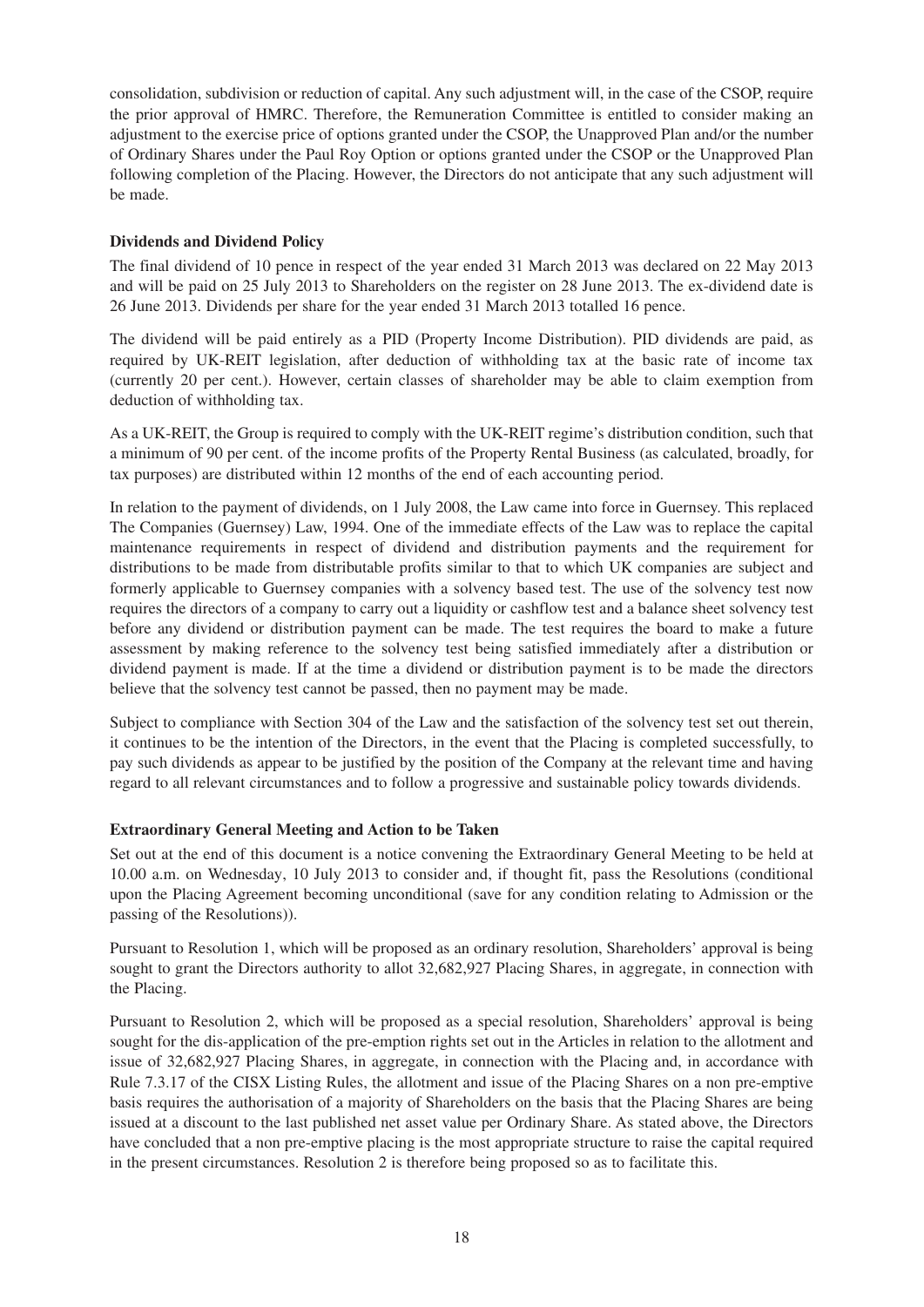consolidation, subdivision or reduction of capital. Any such adjustment will, in the case of the CSOP, require the prior approval of HMRC. Therefore, the Remuneration Committee is entitled to consider making an adjustment to the exercise price of options granted under the CSOP, the Unapproved Plan and/or the number of Ordinary Shares under the Paul Roy Option or options granted under the CSOP or the Unapproved Plan following completion of the Placing. However, the Directors do not anticipate that any such adjustment will be made.

**Dividends and Dividend Policy**

The final dividend of 10 pence in respect of the year ended 31 March 2013 was declared on 22 May 2013 and will be paid on 25 July 2013 to Shareholders on the register on 28 June 2013. The ex-dividend date is 26 June 2013. Dividends per share for the year ended 31 March 2013 totalled 16 pence.

The dividend will be paid entirely as a PID (Property Income Distribution). PID dividends are paid, as required by UK-REIT legislation, after deduction of withholding tax at the basic rate of income tax (currently 20 per cent.). However, certain classes of shareholder may be able to claim exemption from deduction of withholding tax.

As a UK-REIT, the Group is required to comply with the UK-REIT regime's distribution condition, such that a minimum of 90 per cent. of the income profits of the Property Rental Business (as calculated, broadly, for tax purposes) are distributed within 12 months of the end of each accounting period.

In relation to the payment of dividends, on 1 July 2008, the Law came into force in Guernsey. This replaced The Companies (Guernsey) Law, 1994. One of the immediate effects of the Law was to replace the capital maintenance requirements in respect of dividend and distribution payments and the requirement for distributions to be made from distributable profits similar to that to which UK companies are subject and formerly applicable to Guernsey companies with a solvency based test. The use of the solvency test now requires the directors of a company to carry out a liquidity or cashflow test and a balance sheet solvency test before any dividend or distribution payment can be made. The test requires the board to make a future assessment by making reference to the solvency test being satisfied immediately after a distribution or dividend payment is made. If at the time a dividend or distribution payment is to be made the directors believe that the solvency test cannot be passed, then no payment may be made.

Subject to compliance with Section 304 of the Law and the satisfaction of the solvency test set out therein, it continues to be the intention of the Directors, in the event that the Placing is completed successfully, to pay such dividends as appear to be justified by the position of the Company at the relevant time and having regard to all relevant circumstances and to follow a progressive and sustainable policy towards dividends.

**Extraordinary General Meeting and Action to be Taken**

Set out at the end of this document is a notice convening the Extraordinary General Meeting to be held at 10.00 a.m. on Wednesday, 10 July 2013 to consider and, if thought fit, pass the Resolutions (conditional upon the Placing Agreement becoming unconditional (save for any condition relating to Admission or the passing of the Resolutions)).

Pursuant to Resolution 1, which will be proposed as an ordinary resolution, Shareholders' approval is being sought to grant the Directors authority to allot 32,682,927 Placing Shares, in aggregate, in connection with the Placing.

Pursuant to Resolution 2, which will be proposed as a special resolution, Shareholders' approval is being sought for the dis-application of the pre-emption rights set out in the Articles in relation to the allotment and issue of 32,682,927 Placing Shares, in aggregate, in connection with the Placing and, in accordance with Rule 7.3.17 of the CISX Listing Rules, the allotment and issue of the Placing Shares on a non pre-emptive basis requires the authorisation of a majority of Shareholders on the basis that the Placing Shares are being issued at a discount to the last published net asset value per Ordinary Share. As stated above, the Directors have concluded that a non pre-emptive placing is the most appropriate structure to raise the capital required in the present circumstances. Resolution 2 is therefore being proposed so as to facilitate this.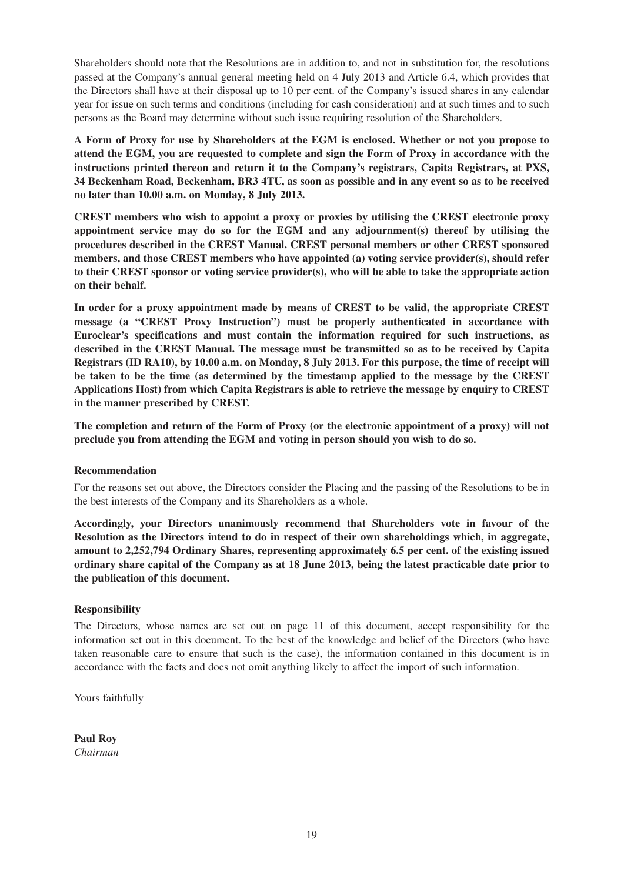Shareholders should note that the Resolutions are in addition to, and not in substitution for, the resolutions passed at the Company's annual general meeting held on 4 July 2013 and Article 6.4, which provides that the Directors shall have at their disposal up to 10 per cent. of the Company's issued shares in any calendar year for issue on such terms and conditions (including for cash consideration) and at such times and to such persons as the Board may determine without such issue requiring resolution of the Shareholders.

**A Form of Proxy for use by Shareholders at the EGM is enclosed. Whether or not you propose to attend the EGM, you are requested to complete and sign the Form of Proxy in accordance with the instructions printed thereon and return it to the Company's registrars, Capita Registrars, at PXS, 34 Beckenham Road, Beckenham, BR3 4TU, as soon as possible and in any event so as to be received no later than 10.00 a.m. on Monday, 8 July 2013.**

**CREST members who wish to appoint a proxy or proxies by utilising the CREST electronic proxy appointment service may do so for the EGM and any adjournment(s) thereof by utilising the procedures described in the CREST Manual. CREST personal members or other CREST sponsored members, and those CREST members who have appointed (a) voting service provider(s), should refer to their CREST sponsor or voting service provider(s), who will be able to take the appropriate action on their behalf.**

**In order for a proxy appointment made by means of CREST to be valid, the appropriate CREST message (a "CREST Proxy Instruction") must be properly authenticated in accordance with Euroclear's specifications and must contain the information required for such instructions, as described in the CREST Manual. The message must be transmitted so as to be received by Capita Registrars (ID RA10), by 10.00 a.m. on Monday, 8 July 2013. For this purpose, the time of receipt will be taken to be the time (as determined by the timestamp applied to the message by the CREST Applications Host) from which Capita Registrars is able to retrieve the message by enquiry to CREST in the manner prescribed by CREST.**

**The completion and return of the Form of Proxy (or the electronic appointment of a proxy) will not preclude you from attending the EGM and voting in person should you wish to do so.**

**Recommendation**

For the reasons set out above, the Directors consider the Placing and the passing of the Resolutions to be in the best interests of the Company and its Shareholders as a whole.

**Accordingly, your Directors unanimously recommend that Shareholders vote in favour of the Resolution as the Directors intend to do in respect of their own shareholdings which, in aggregate, amount to 2,252,794 Ordinary Shares, representing approximately 6.5 per cent. of the existing issued ordinary share capital of the Company as at 18 June 2013, being the latest practicable date prior to the publication of this document.**

**Responsibility**

The Directors, whose names are set out on page 11 of this document, accept responsibility for the information set out in this document. To the best of the knowledge and belief of the Directors (who have taken reasonable care to ensure that such is the case), the information contained in this document is in accordance with the facts and does not omit anything likely to affect the import of such information.

Yours faithfully

**Paul Roy**
*Chairman*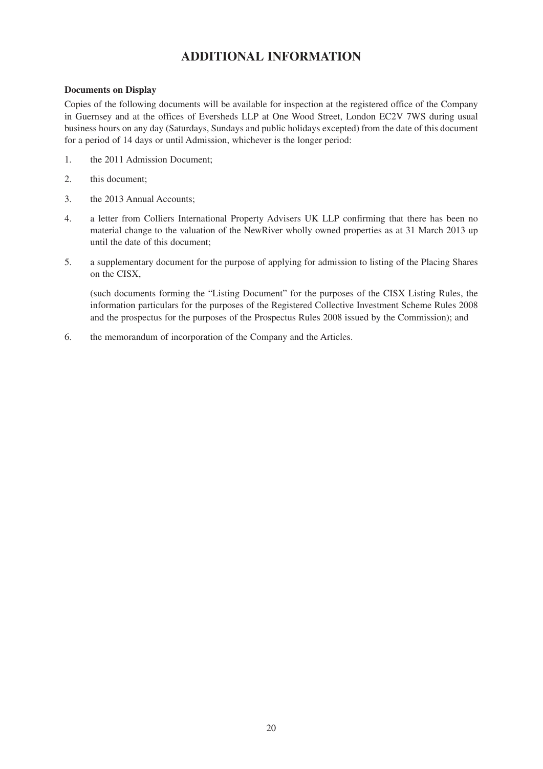# ADDITIONAL INFORMATION

**Documents on Display**

Copies of the following documents will be available for inspection at the registered office of the Company in Guernsey and at the offices of Eversheds LLP at One Wood Street, London EC2V 7WS during usual business hours on any day (Saturdays, Sundays and public holidays excepted) from the date of this document for a period of 14 days or until Admission, whichever is the longer period:

1. the 2011 Admission Document;
2. this document;
3. the 2013 Annual Accounts;
4. a letter from Colliers International Property Advisers UK LLP confirming that there has been no material change to the valuation of the NewRiver wholly owned properties as at 31 March 2013 up until the date of this document;
5. a supplementary document for the purpose of applying for admission to listing of the Placing Shares on the CISX,

   (such documents forming the "Listing Document" for the purposes of the CISX Listing Rules, the information particulars for the purposes of the Registered Collective Investment Scheme Rules 2008 and the prospectus for the purposes of the Prospectus Rules 2008 issued by the Commission); and

6. the memorandum of incorporation of the Company and the Articles.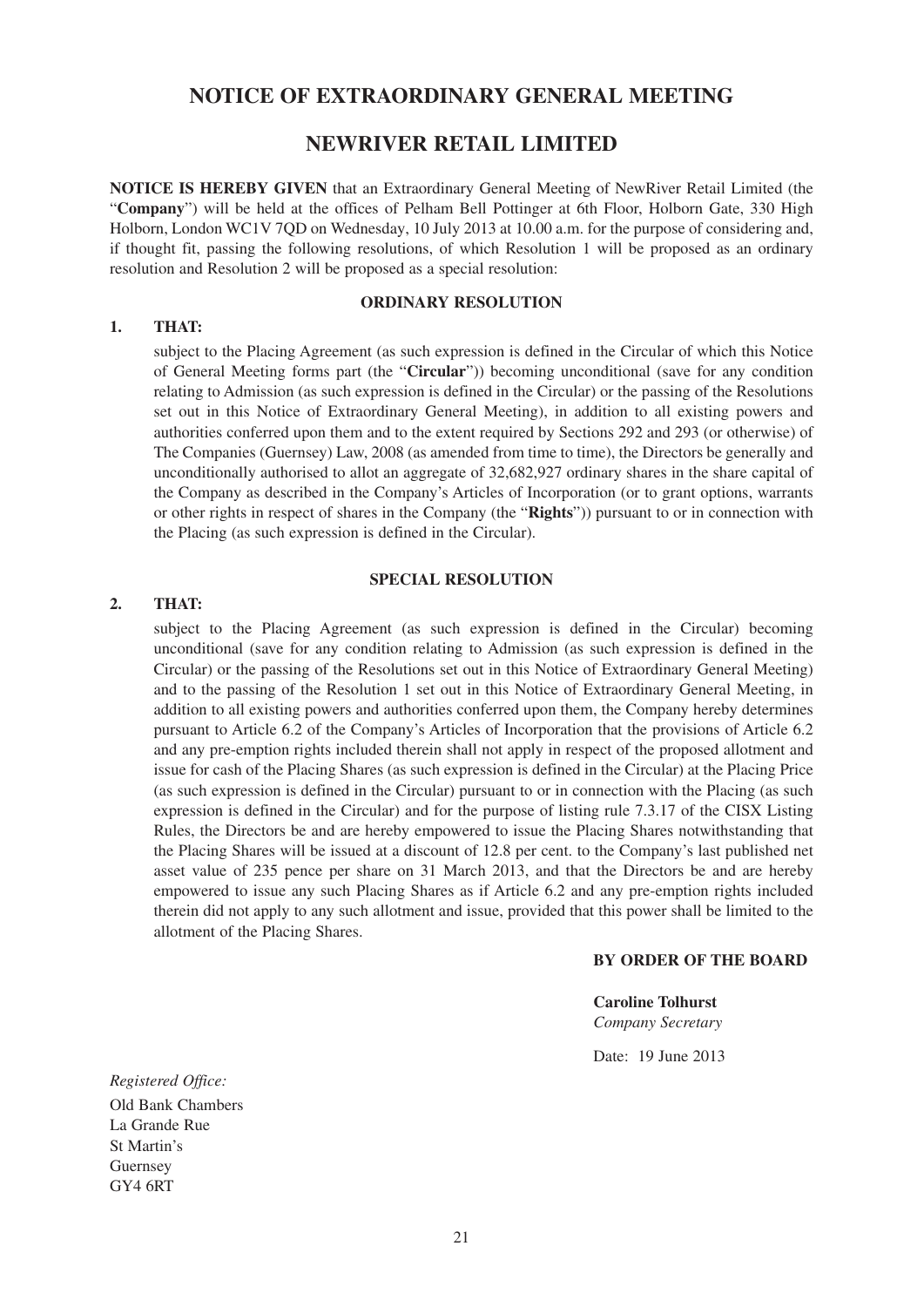# NOTICE OF EXTRAORDINARY GENERAL MEETING

# NEWRIVER RETAIL LIMITED

**NOTICE IS HEREBY GIVEN** that an Extraordinary General Meeting of NewRiver Retail Limited (the "**Company**") will be held at the offices of Pelham Bell Pottinger at 6th Floor, Holborn Gate, 330 High Holborn, London WC1V 7QD on Wednesday, 10 July 2013 at 10.00 a.m. for the purpose of considering and, if thought fit, passing the following resolutions, of which Resolution 1 will be proposed as an ordinary resolution and Resolution 2 will be proposed as a special resolution:

### ORDINARY RESOLUTION

**1. THAT:**

subject to the Placing Agreement (as such expression is defined in the Circular of which this Notice of General Meeting forms part (the "**Circular**")) becoming unconditional (save for any condition relating to Admission (as such expression is defined in the Circular) or the passing of the Resolutions set out in this Notice of Extraordinary General Meeting), in addition to all existing powers and authorities conferred upon them and to the extent required by Sections 292 and 293 (or otherwise) of The Companies (Guernsey) Law, 2008 (as amended from time to time), the Directors be generally and unconditionally authorised to allot an aggregate of 32,682,927 ordinary shares in the share capital of the Company as described in the Company's Articles of Incorporation (or to grant options, warrants or other rights in respect of shares in the Company (the "**Rights**")) pursuant to or in connection with the Placing (as such expression is defined in the Circular).

### SPECIAL RESOLUTION

**2. THAT:**

subject to the Placing Agreement (as such expression is defined in the Circular) becoming unconditional (save for any condition relating to Admission (as such expression is defined in the Circular) or the passing of the Resolutions set out in this Notice of Extraordinary General Meeting) and to the passing of the Resolution 1 set out in this Notice of Extraordinary General Meeting, in addition to all existing powers and authorities conferred upon them, the Company hereby determines pursuant to Article 6.2 of the Company's Articles of Incorporation that the provisions of Article 6.2 and any pre-emption rights included therein shall not apply in respect of the proposed allotment and issue for cash of the Placing Shares (as such expression is defined in the Circular) at the Placing Price (as such expression is defined in the Circular) pursuant to or in connection with the Placing (as such expression is defined in the Circular) and for the purpose of listing rule 7.3.17 of the CISX Listing Rules, the Directors be and are hereby empowered to issue the Placing Shares notwithstanding that the Placing Shares will be issued at a discount of 12.8 per cent. to the Company's last published net asset value of 235 pence per share on 31 March 2013, and that the Directors be and are hereby empowered to issue any such Placing Shares as if Article 6.2 and any pre-emption rights included therein did not apply to any such allotment and issue, provided that this power shall be limited to the allotment of the Placing Shares.

**BY ORDER OF THE BOARD**

**Caroline Tolhurst**
*Company Secretary*

Date: 19 June 2013

*Registered Office:*
Old Bank Chambers
La Grande Rue
St Martin's
Guernsey
GY4 6RT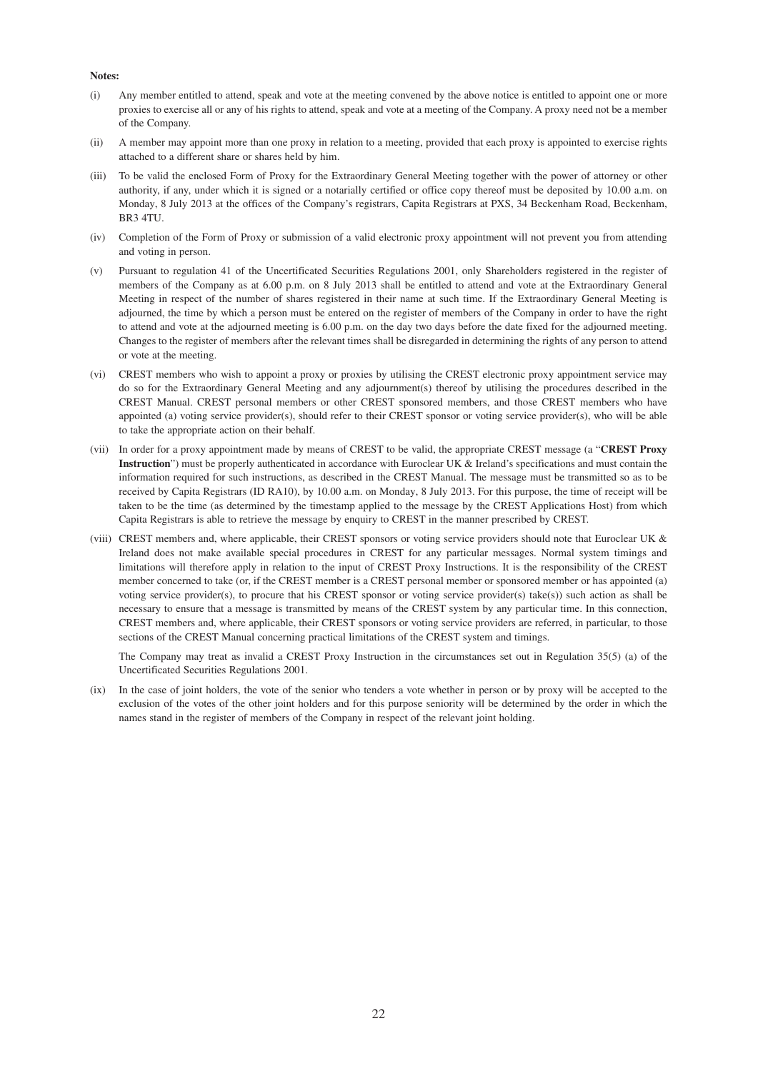**Notes:**

(i) Any member entitled to attend, speak and vote at the meeting convened by the above notice is entitled to appoint one or more proxies to exercise all or any of his rights to attend, speak and vote at a meeting of the Company. A proxy need not be a member of the Company.

(ii) A member may appoint more than one proxy in relation to a meeting, provided that each proxy is appointed to exercise rights attached to a different share or shares held by him.

(iii) To be valid the enclosed Form of Proxy for the Extraordinary General Meeting together with the power of attorney or other authority, if any, under which it is signed or a notarially certified or office copy thereof must be deposited by 10.00 a.m. on Monday, 8 July 2013 at the offices of the Company's registrars, Capita Registrars at PXS, 34 Beckenham Road, Beckenham, BR3 4TU.

(iv) Completion of the Form of Proxy or submission of a valid electronic proxy appointment will not prevent you from attending and voting in person.

(v) Pursuant to regulation 41 of the Uncertificated Securities Regulations 2001, only Shareholders registered in the register of members of the Company as at 6.00 p.m. on 8 July 2013 shall be entitled to attend and vote at the Extraordinary General Meeting in respect of the number of shares registered in their name at such time. If the Extraordinary General Meeting is adjourned, the time by which a person must be entered on the register of members of the Company in order to have the right to attend and vote at the adjourned meeting is 6.00 p.m. on the day two days before the date fixed for the adjourned meeting. Changes to the register of members after the relevant times shall be disregarded in determining the rights of any person to attend or vote at the meeting.

(vi) CREST members who wish to appoint a proxy or proxies by utilising the CREST electronic proxy appointment service may do so for the Extraordinary General Meeting and any adjournment(s) thereof by utilising the procedures described in the CREST Manual. CREST personal members or other CREST sponsored members, and those CREST members who have appointed (a) voting service provider(s), should refer to their CREST sponsor or voting service provider(s), who will be able to take the appropriate action on their behalf.

(vii) In order for a proxy appointment made by means of CREST to be valid, the appropriate CREST message (a "**CREST Proxy Instruction**") must be properly authenticated in accordance with Euroclear UK & Ireland's specifications and must contain the information required for such instructions, as described in the CREST Manual. The message must be transmitted so as to be received by Capita Registrars (ID RA10), by 10.00 a.m. on Monday, 8 July 2013. For this purpose, the time of receipt will be taken to be the time (as determined by the timestamp applied to the message by the CREST Applications Host) from which Capita Registrars is able to retrieve the message by enquiry to CREST in the manner prescribed by CREST.

(viii) CREST members and, where applicable, their CREST sponsors or voting service providers should note that Euroclear UK & Ireland does not make available special procedures in CREST for any particular messages. Normal system timings and limitations will therefore apply in relation to the input of CREST Proxy Instructions. It is the responsibility of the CREST member concerned to take (or, if the CREST member is a CREST personal member or sponsored member or has appointed (a) voting service provider(s), to procure that his CREST sponsor or voting service provider(s) take(s)) such action as shall be necessary to ensure that a message is transmitted by means of the CREST system by any particular time. In this connection, CREST members and, where applicable, their CREST sponsors or voting service providers are referred, in particular, to those sections of the CREST Manual concerning practical limitations of the CREST system and timings.

The Company may treat as invalid a CREST Proxy Instruction in the circumstances set out in Regulation 35(5) (a) of the Uncertificated Securities Regulations 2001.

(ix) In the case of joint holders, the vote of the senior who tenders a vote whether in person or by proxy will be accepted to the exclusion of the votes of the other joint holders and for this purpose seniority will be determined by the order in which the names stand in the register of members of the Company in respect of the relevant joint holding.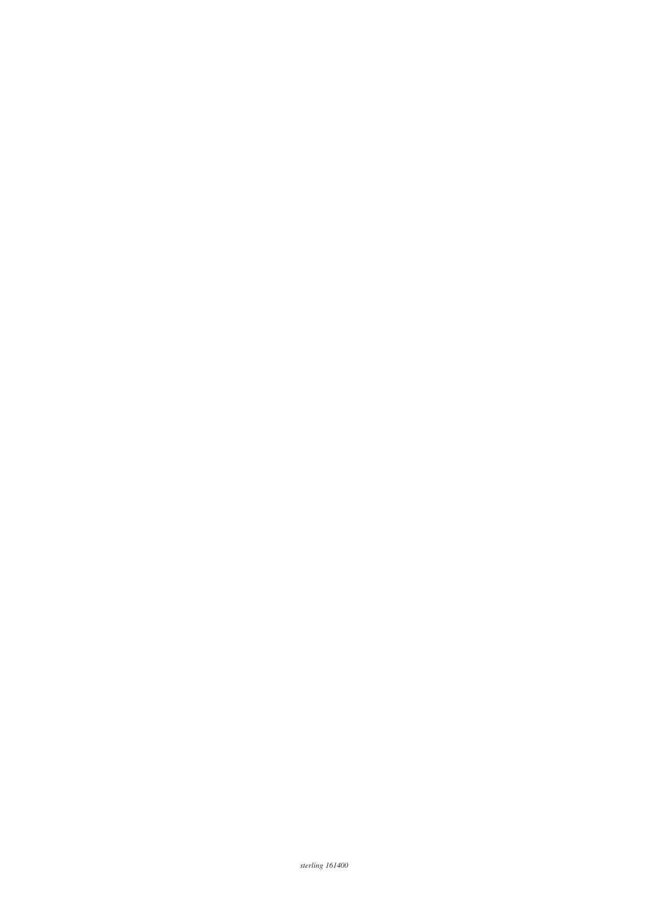*sterling 161400*